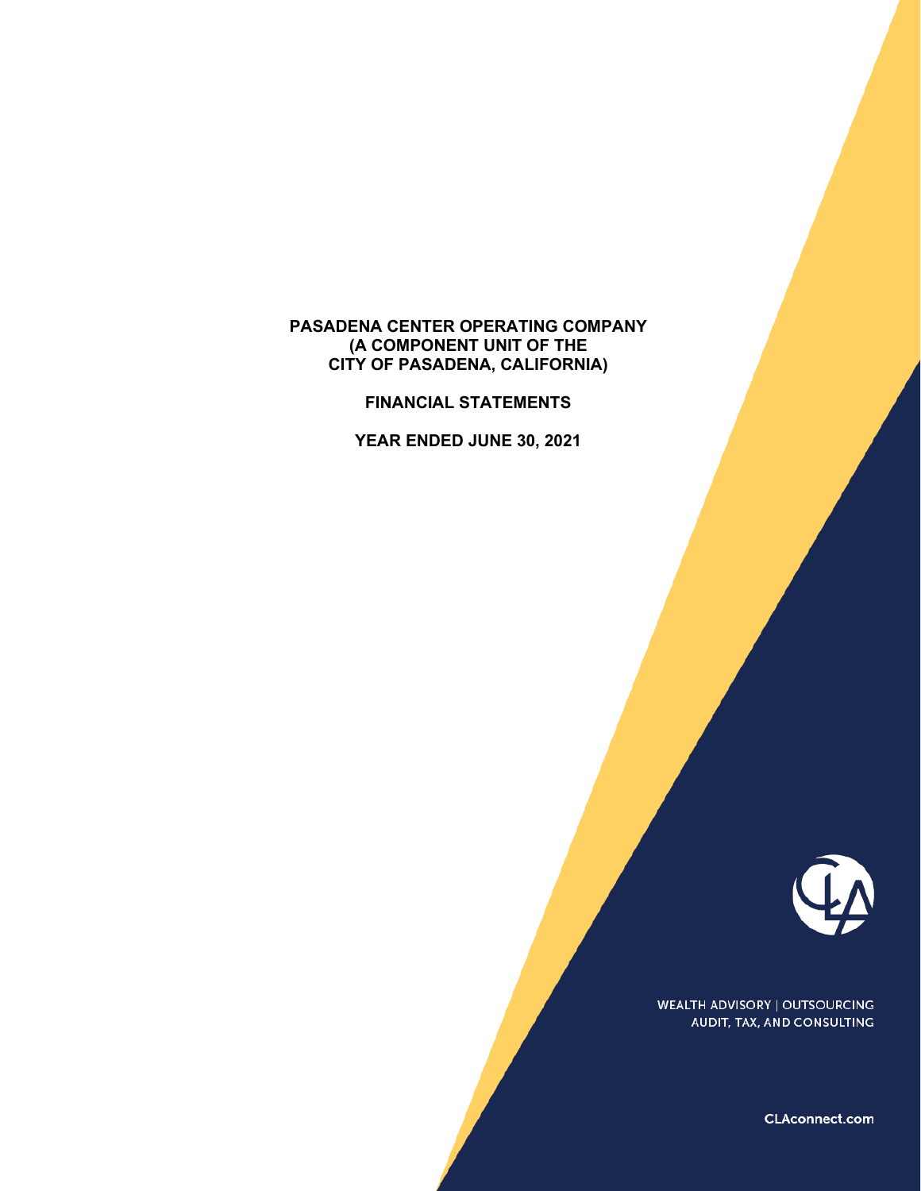# PASADENA CENTER OPERATING COMPANY
## (A COMPONENT UNIT OF THE CITY OF PASADENA, CALIFORNIA)

## FINANCIAL STATEMENTS

## YEAR ENDED JUNE 30, 2021

WEALTH ADVISORY | OUTSOURCING
AUDIT, TAX, AND CONSULTING

CLAconnect.com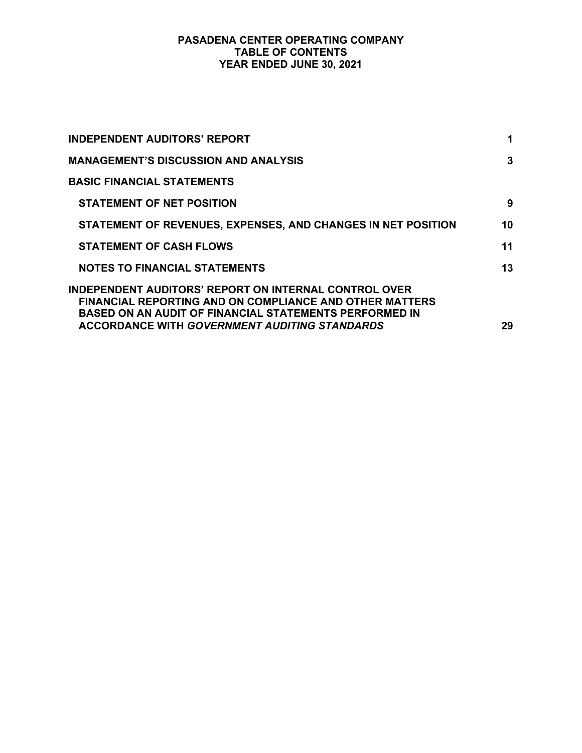**PASADENA CENTER OPERATING COMPANY**
**TABLE OF CONTENTS**
**YEAR ENDED JUNE 30, 2021**

| | |
|---|---|
| **INDEPENDENT AUDITORS' REPORT** | **1** |
| **MANAGEMENT'S DISCUSSION AND ANALYSIS** | **3** |
| **BASIC FINANCIAL STATEMENTS** | |
| **STATEMENT OF NET POSITION** | **9** |
| **STATEMENT OF REVENUES, EXPENSES, AND CHANGES IN NET POSITION** | **10** |
| **STATEMENT OF CASH FLOWS** | **11** |
| **NOTES TO FINANCIAL STATEMENTS** | **13** |
| **INDEPENDENT AUDITORS' REPORT ON INTERNAL CONTROL OVER FINANCIAL REPORTING AND ON COMPLIANCE AND OTHER MATTERS BASED ON AN AUDIT OF FINANCIAL STATEMENTS PERFORMED IN ACCORDANCE WITH *GOVERNMENT AUDITING STANDARDS*** | **29** |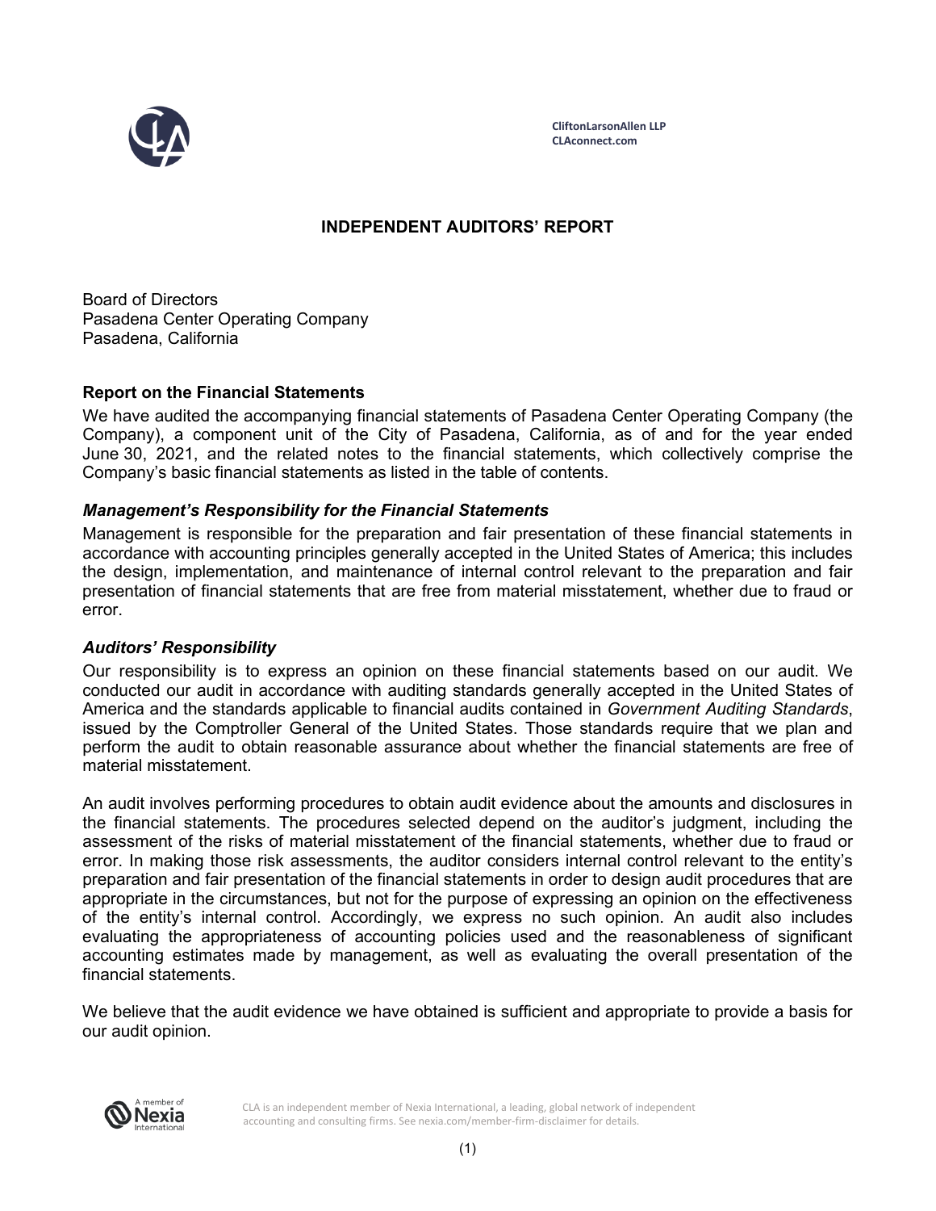CliftonLarsonAllen LLP
CLAconnect.com

# INDEPENDENT AUDITORS' REPORT

Board of Directors
Pasadena Center Operating Company
Pasadena, California

## Report on the Financial Statements

We have audited the accompanying financial statements of Pasadena Center Operating Company (the Company), a component unit of the City of Pasadena, California, as of and for the year ended June 30, 2021, and the related notes to the financial statements, which collectively comprise the Company's basic financial statements as listed in the table of contents.

### *Management's Responsibility for the Financial Statements*

Management is responsible for the preparation and fair presentation of these financial statements in accordance with accounting principles generally accepted in the United States of America; this includes the design, implementation, and maintenance of internal control relevant to the preparation and fair presentation of financial statements that are free from material misstatement, whether due to fraud or error.

### *Auditors' Responsibility*

Our responsibility is to express an opinion on these financial statements based on our audit. We conducted our audit in accordance with auditing standards generally accepted in the United States of America and the standards applicable to financial audits contained in *Government Auditing Standards*, issued by the Comptroller General of the United States. Those standards require that we plan and perform the audit to obtain reasonable assurance about whether the financial statements are free of material misstatement.

An audit involves performing procedures to obtain audit evidence about the amounts and disclosures in the financial statements. The procedures selected depend on the auditor's judgment, including the assessment of the risks of material misstatement of the financial statements, whether due to fraud or error. In making those risk assessments, the auditor considers internal control relevant to the entity's preparation and fair presentation of the financial statements in order to design audit procedures that are appropriate in the circumstances, but not for the purpose of expressing an opinion on the effectiveness of the entity's internal control. Accordingly, we express no such opinion. An audit also includes evaluating the appropriateness of accounting policies used and the reasonableness of significant accounting estimates made by management, as well as evaluating the overall presentation of the financial statements.

We believe that the audit evidence we have obtained is sufficient and appropriate to provide a basis for our audit opinion.

CLA is an independent member of Nexia International, a leading, global network of independent accounting and consulting firms. See nexia.com/member-firm-disclaimer for details.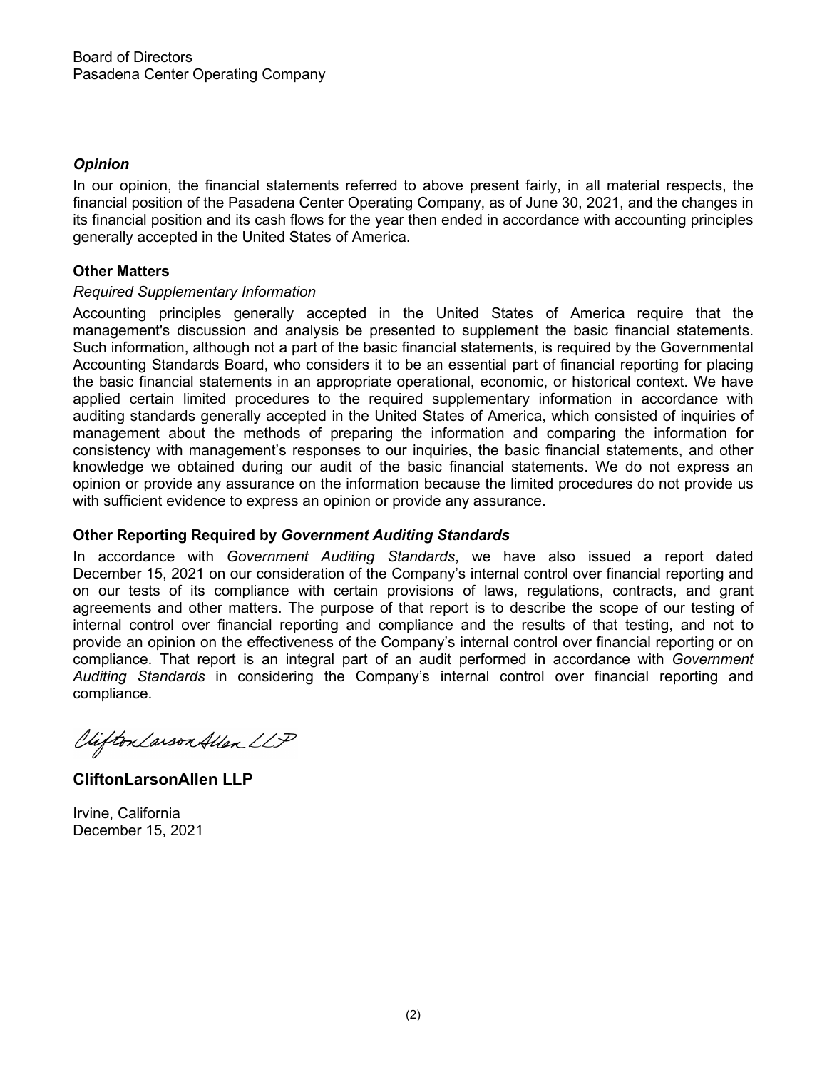Board of Directors
Pasadena Center Operating Company

### *Opinion*

In our opinion, the financial statements referred to above present fairly, in all material respects, the financial position of the Pasadena Center Operating Company, as of June 30, 2021, and the changes in its financial position and its cash flows for the year then ended in accordance with accounting principles generally accepted in the United States of America.

### Other Matters

*Required Supplementary Information*

Accounting principles generally accepted in the United States of America require that the management's discussion and analysis be presented to supplement the basic financial statements. Such information, although not a part of the basic financial statements, is required by the Governmental Accounting Standards Board, who considers it to be an essential part of financial reporting for placing the basic financial statements in an appropriate operational, economic, or historical context. We have applied certain limited procedures to the required supplementary information in accordance with auditing standards generally accepted in the United States of America, which consisted of inquiries of management about the methods of preparing the information and comparing the information for consistency with management's responses to our inquiries, the basic financial statements, and other knowledge we obtained during our audit of the basic financial statements. We do not express an opinion or provide any assurance on the information because the limited procedures do not provide us with sufficient evidence to express an opinion or provide any assurance.

### Other Reporting Required by *Government Auditing Standards*

In accordance with *Government Auditing Standards*, we have also issued a report dated December 15, 2021 on our consideration of the Company's internal control over financial reporting and on our tests of its compliance with certain provisions of laws, regulations, contracts, and grant agreements and other matters. The purpose of that report is to describe the scope of our testing of internal control over financial reporting and compliance and the results of that testing, and not to provide an opinion on the effectiveness of the Company's internal control over financial reporting or on compliance. That report is an integral part of an audit performed in accordance with *Government Auditing Standards* in considering the Company's internal control over financial reporting and compliance.

CliftonLarsonAllen LLP

**CliftonLarsonAllen LLP**

Irvine, California
December 15, 2021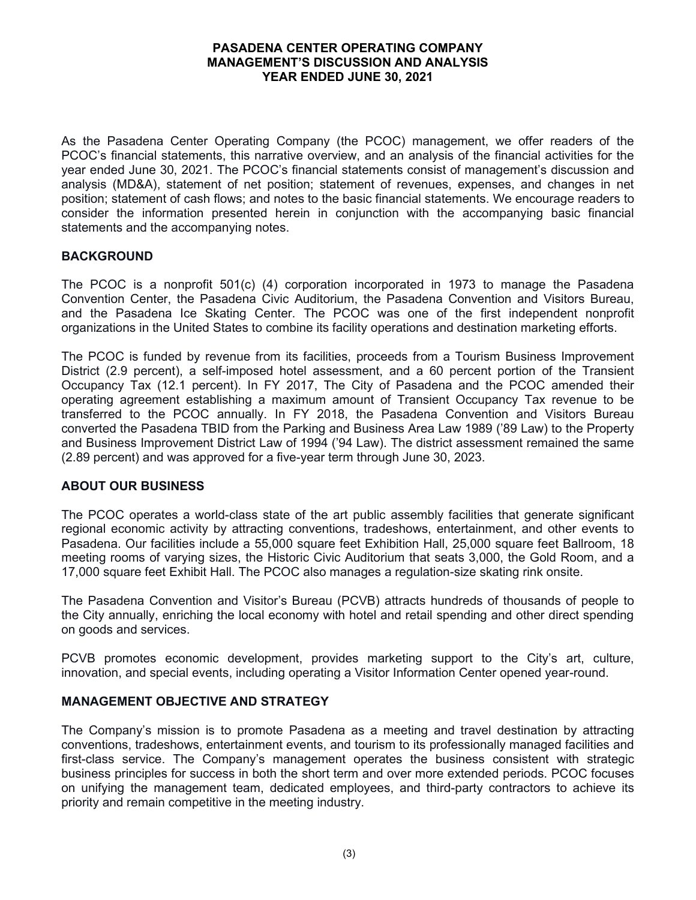# PASADENA CENTER OPERATING COMPANY
# MANAGEMENT'S DISCUSSION AND ANALYSIS
# YEAR ENDED JUNE 30, 2021

As the Pasadena Center Operating Company (the PCOC) management, we offer readers of the PCOC's financial statements, this narrative overview, and an analysis of the financial activities for the year ended June 30, 2021. The PCOC's financial statements consist of management's discussion and analysis (MD&A), statement of net position; statement of revenues, expenses, and changes in net position; statement of cash flows; and notes to the basic financial statements. We encourage readers to consider the information presented herein in conjunction with the accompanying basic financial statements and the accompanying notes.

## BACKGROUND

The PCOC is a nonprofit 501(c) (4) corporation incorporated in 1973 to manage the Pasadena Convention Center, the Pasadena Civic Auditorium, the Pasadena Convention and Visitors Bureau, and the Pasadena Ice Skating Center. The PCOC was one of the first independent nonprofit organizations in the United States to combine its facility operations and destination marketing efforts.

The PCOC is funded by revenue from its facilities, proceeds from a Tourism Business Improvement District (2.9 percent), a self-imposed hotel assessment, and a 60 percent portion of the Transient Occupancy Tax (12.1 percent). In FY 2017, The City of Pasadena and the PCOC amended their operating agreement establishing a maximum amount of Transient Occupancy Tax revenue to be transferred to the PCOC annually. In FY 2018, the Pasadena Convention and Visitors Bureau converted the Pasadena TBID from the Parking and Business Area Law 1989 ('89 Law) to the Property and Business Improvement District Law of 1994 ('94 Law). The district assessment remained the same (2.89 percent) and was approved for a five-year term through June 30, 2023.

## ABOUT OUR BUSINESS

The PCOC operates a world-class state of the art public assembly facilities that generate significant regional economic activity by attracting conventions, tradeshows, entertainment, and other events to Pasadena. Our facilities include a 55,000 square feet Exhibition Hall, 25,000 square feet Ballroom, 18 meeting rooms of varying sizes, the Historic Civic Auditorium that seats 3,000, the Gold Room, and a 17,000 square feet Exhibit Hall. The PCOC also manages a regulation-size skating rink onsite.

The Pasadena Convention and Visitor's Bureau (PCVB) attracts hundreds of thousands of people to the City annually, enriching the local economy with hotel and retail spending and other direct spending on goods and services.

PCVB promotes economic development, provides marketing support to the City's art, culture, innovation, and special events, including operating a Visitor Information Center opened year-round.

## MANAGEMENT OBJECTIVE AND STRATEGY

The Company's mission is to promote Pasadena as a meeting and travel destination by attracting conventions, tradeshows, entertainment events, and tourism to its professionally managed facilities and first-class service. The Company's management operates the business consistent with strategic business principles for success in both the short term and over more extended periods. PCOC focuses on unifying the management team, dedicated employees, and third-party contractors to achieve its priority and remain competitive in the meeting industry.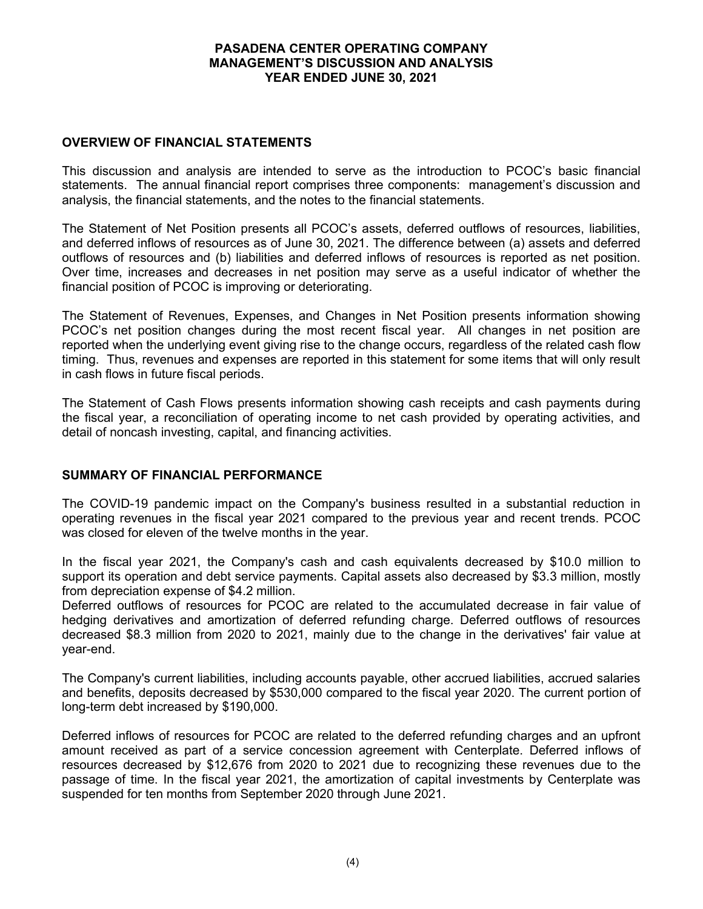**PASADENA CENTER OPERATING COMPANY**
**MANAGEMENT'S DISCUSSION AND ANALYSIS**
**YEAR ENDED JUNE 30, 2021**

## OVERVIEW OF FINANCIAL STATEMENTS

This discussion and analysis are intended to serve as the introduction to PCOC's basic financial statements. The annual financial report comprises three components: management's discussion and analysis, the financial statements, and the notes to the financial statements.

The Statement of Net Position presents all PCOC's assets, deferred outflows of resources, liabilities, and deferred inflows of resources as of June 30, 2021. The difference between (a) assets and deferred outflows of resources and (b) liabilities and deferred inflows of resources is reported as net position. Over time, increases and decreases in net position may serve as a useful indicator of whether the financial position of PCOC is improving or deteriorating.

The Statement of Revenues, Expenses, and Changes in Net Position presents information showing PCOC's net position changes during the most recent fiscal year. All changes in net position are reported when the underlying event giving rise to the change occurs, regardless of the related cash flow timing. Thus, revenues and expenses are reported in this statement for some items that will only result in cash flows in future fiscal periods.

The Statement of Cash Flows presents information showing cash receipts and cash payments during the fiscal year, a reconciliation of operating income to net cash provided by operating activities, and detail of noncash investing, capital, and financing activities.

## SUMMARY OF FINANCIAL PERFORMANCE

The COVID-19 pandemic impact on the Company's business resulted in a substantial reduction in operating revenues in the fiscal year 2021 compared to the previous year and recent trends. PCOC was closed for eleven of the twelve months in the year.

In the fiscal year 2021, the Company's cash and cash equivalents decreased by $10.0 million to support its operation and debt service payments. Capital assets also decreased by $3.3 million, mostly from depreciation expense of $4.2 million.

Deferred outflows of resources for PCOC are related to the accumulated decrease in fair value of hedging derivatives and amortization of deferred refunding charge. Deferred outflows of resources decreased $8.3 million from 2020 to 2021, mainly due to the change in the derivatives' fair value at year-end.

The Company's current liabilities, including accounts payable, other accrued liabilities, accrued salaries and benefits, deposits decreased by $530,000 compared to the fiscal year 2020. The current portion of long-term debt increased by $190,000.

Deferred inflows of resources for PCOC are related to the deferred refunding charges and an upfront amount received as part of a service concession agreement with Centerplate. Deferred inflows of resources decreased by $12,676 from 2020 to 2021 due to recognizing these revenues due to the passage of time. In the fiscal year 2021, the amortization of capital investments by Centerplate was suspended for ten months from September 2020 through June 2021.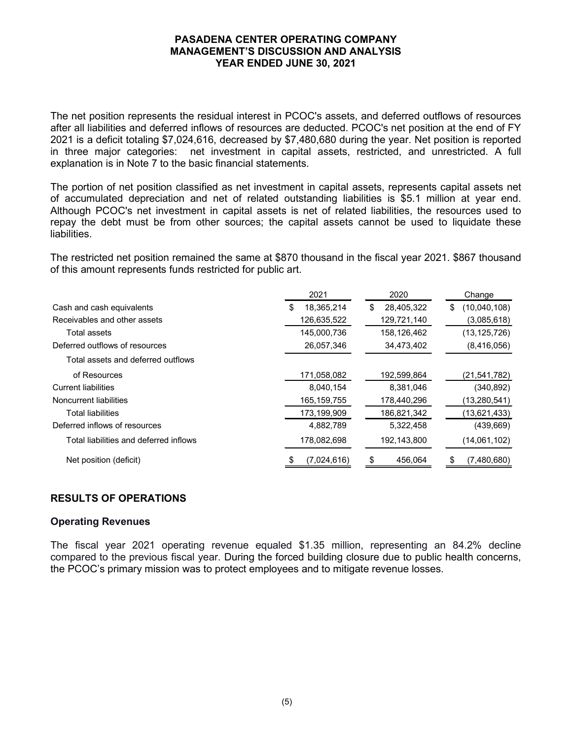The net position represents the residual interest in PCOC's assets, and deferred outflows of resources after all liabilities and deferred inflows of resources are deducted. PCOC's net position at the end of FY 2021 is a deficit totaling $7,024,616, decreased by $7,480,680 during the year. Net position is reported in three major categories: net investment in capital assets, restricted, and unrestricted. A full explanation is in Note 7 to the basic financial statements.

The portion of net position classified as net investment in capital assets, represents capital assets net of accumulated depreciation and net of related outstanding liabilities is $5.1 million at year end. Although PCOC's net investment in capital assets is net of related liabilities, the resources used to repay the debt must be from other sources; the capital assets cannot be used to liquidate these liabilities.

The restricted net position remained the same at $870 thousand in the fiscal year 2021. $867 thousand of this amount represents funds restricted for public art.

| | 2021 | 2020 | Change |
|---|---|---|---|
| Cash and cash equivalents | $ 18,365,214 | $ 28,405,322 | $ (10,040,108) |
| Receivables and other assets | 126,635,522 | 129,721,140 | (3,085,618) |
| Total assets | 145,000,736 | 158,126,462 | (13,125,726) |
| Deferred outflows of resources | 26,057,346 | 34,473,402 | (8,416,056) |
| Total assets and deferred outflows of Resources | 171,058,082 | 192,599,864 | (21,541,782) |
| Current liabilities | 8,040,154 | 8,381,046 | (340,892) |
| Noncurrent liabilities | 165,159,755 | 178,440,296 | (13,280,541) |
| Total liabilities | 173,199,909 | 186,821,342 | (13,621,433) |
| Deferred inflows of resources | 4,882,789 | 5,322,458 | (439,669) |
| Total liabilities and deferred inflows | 178,082,698 | 192,143,800 | (14,061,102) |
| Net position (deficit) | $ (7,024,616) | $ 456,064 | $ (7,480,680) |

## RESULTS OF OPERATIONS

### Operating Revenues

The fiscal year 2021 operating revenue equaled $1.35 million, representing an 84.2% decline compared to the previous fiscal year. During the forced building closure due to public health concerns, the PCOC's primary mission was to protect employees and to mitigate revenue losses.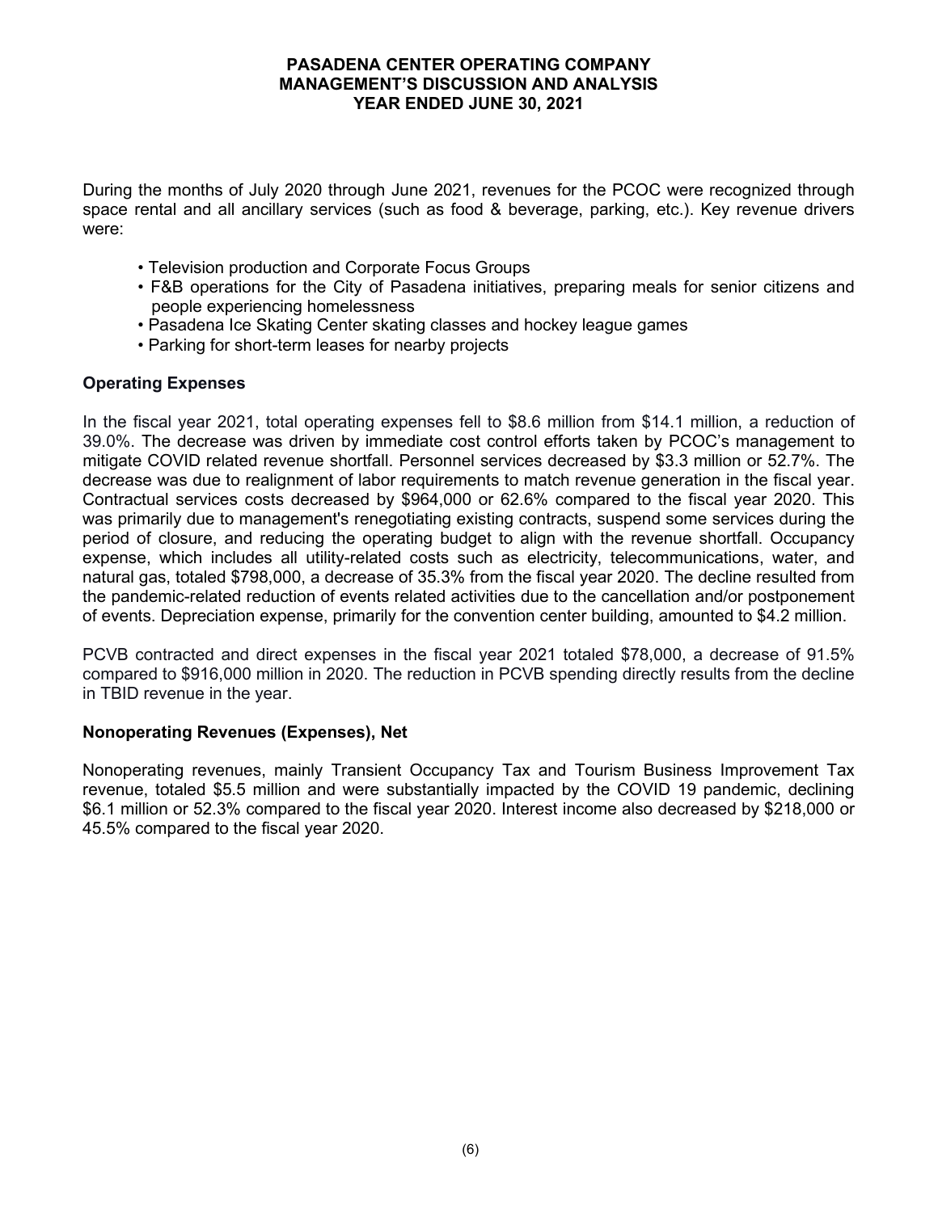During the months of July 2020 through June 2021, revenues for the PCOC were recognized through space rental and all ancillary services (such as food & beverage, parking, etc.). Key revenue drivers were:

- Television production and Corporate Focus Groups
- F&B operations for the City of Pasadena initiatives, preparing meals for senior citizens and people experiencing homelessness
- Pasadena Ice Skating Center skating classes and hockey league games
- Parking for short-term leases for nearby projects

## Operating Expenses

In the fiscal year 2021, total operating expenses fell to $8.6 million from $14.1 million, a reduction of 39.0%. The decrease was driven by immediate cost control efforts taken by PCOC's management to mitigate COVID related revenue shortfall. Personnel services decreased by $3.3 million or 52.7%. The decrease was due to realignment of labor requirements to match revenue generation in the fiscal year. Contractual services costs decreased by $964,000 or 62.6% compared to the fiscal year 2020. This was primarily due to management's renegotiating existing contracts, suspend some services during the period of closure, and reducing the operating budget to align with the revenue shortfall. Occupancy expense, which includes all utility-related costs such as electricity, telecommunications, water, and natural gas, totaled $798,000, a decrease of 35.3% from the fiscal year 2020. The decline resulted from the pandemic-related reduction of events related activities due to the cancellation and/or postponement of events. Depreciation expense, primarily for the convention center building, amounted to $4.2 million.

PCVB contracted and direct expenses in the fiscal year 2021 totaled $78,000, a decrease of 91.5% compared to $916,000 million in 2020. The reduction in PCVB spending directly results from the decline in TBID revenue in the year.

## Nonoperating Revenues (Expenses), Net

Nonoperating revenues, mainly Transient Occupancy Tax and Tourism Business Improvement Tax revenue, totaled $5.5 million and were substantially impacted by the COVID 19 pandemic, declining $6.1 million or 52.3% compared to the fiscal year 2020. Interest income also decreased by $218,000 or 45.5% compared to the fiscal year 2020.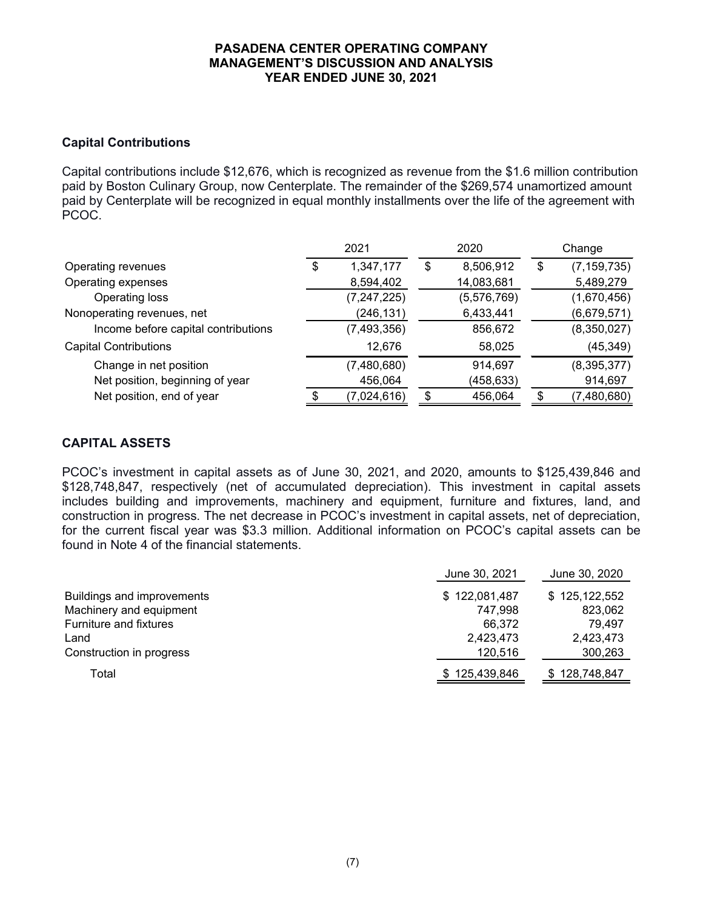**PASADENA CENTER OPERATING COMPANY**
**MANAGEMENT'S DISCUSSION AND ANALYSIS**
**YEAR ENDED JUNE 30, 2021**

### Capital Contributions

Capital contributions include $12,676, which is recognized as revenue from the $1.6 million contribution paid by Boston Culinary Group, now Centerplate. The remainder of the $269,574 unamortized amount paid by Centerplate will be recognized in equal monthly installments over the life of the agreement with PCOC.

| | 2021 | 2020 | Change |
|---|---|---|---|
| Operating revenues | $ 1,347,177 | $ 8,506,912 | $ (7,159,735) |
| Operating expenses | 8,594,402 | 14,083,681 | 5,489,279 |
| Operating loss | (7,247,225) | (5,576,769) | (1,670,456) |
| Nonoperating revenues, net | (246,131) | 6,433,441 | (6,679,571) |
| Income before capital contributions | (7,493,356) | 856,672 | (8,350,027) |
| Capital Contributions | 12,676 | 58,025 | (45,349) |
| Change in net position | (7,480,680) | 914,697 | (8,395,377) |
| Net position, beginning of year | 456,064 | (458,633) | 914,697 |
| Net position, end of year | $ (7,024,616) | $ 456,064 | $ (7,480,680) |

## CAPITAL ASSETS

PCOC's investment in capital assets as of June 30, 2021, and 2020, amounts to $125,439,846 and $128,748,847, respectively (net of accumulated depreciation). This investment in capital assets includes building and improvements, machinery and equipment, furniture and fixtures, land, and construction in progress. The net decrease in PCOC's investment in capital assets, net of depreciation, for the current fiscal year was $3.3 million. Additional information on PCOC's capital assets can be found in Note 4 of the financial statements.

| | June 30, 2021 | June 30, 2020 |
|---|---|---|
| Buildings and improvements | $ 122,081,487 | $ 125,122,552 |
| Machinery and equipment | 747,998 | 823,062 |
| Furniture and fixtures | 66,372 | 79,497 |
| Land | 2,423,473 | 2,423,473 |
| Construction in progress | 120,516 | 300,263 |
| Total | $ 125,439,846 | $ 128,748,847 |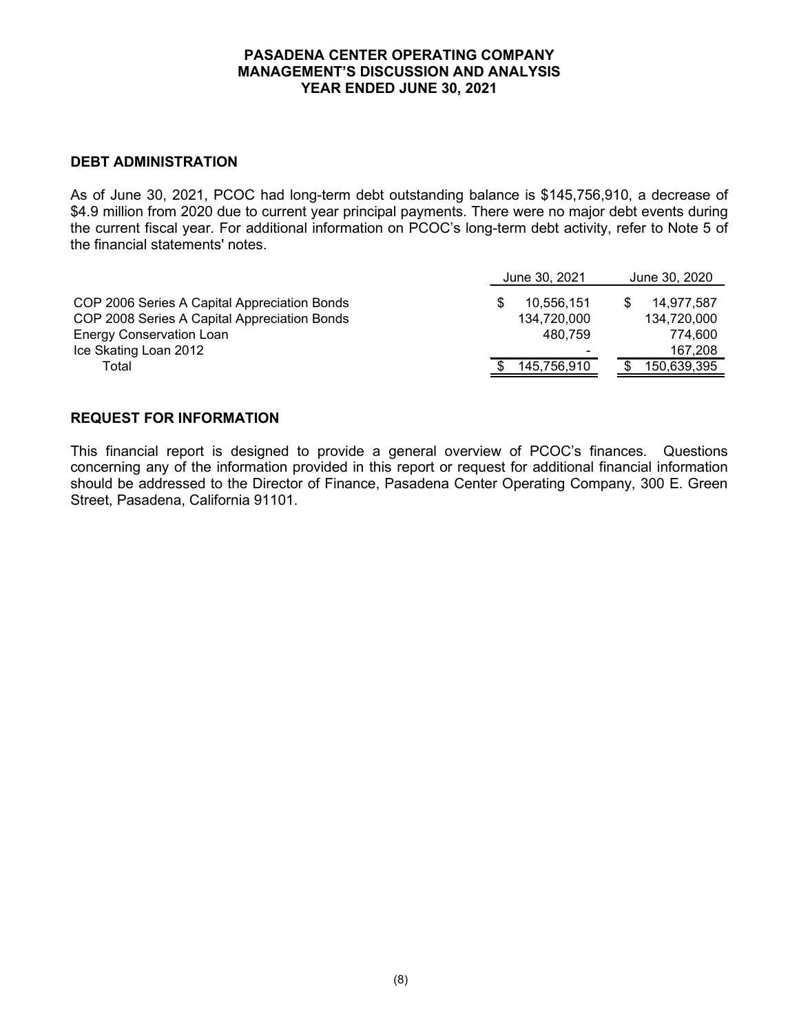## DEBT ADMINISTRATION

As of June 30, 2021, PCOC had long-term debt outstanding balance is $145,756,910, a decrease of $4.9 million from 2020 due to current year principal payments. There were no major debt events during the current fiscal year. For additional information on PCOC's long-term debt activity, refer to Note 5 of the financial statements' notes.

| | June 30, 2021 | June 30, 2020 |
|---|---|---|
| COP 2006 Series A Capital Appreciation Bonds | $ 10,556,151 | $ 14,977,587 |
| COP 2008 Series A Capital Appreciation Bonds | 134,720,000 | 134,720,000 |
| Energy Conservation Loan | 480,759 | 774,600 |
| Ice Skating Loan 2012 | - | 167,208 |
| Total | $ 145,756,910 | $ 150,639,395 |

## REQUEST FOR INFORMATION

This financial report is designed to provide a general overview of PCOC's finances. Questions concerning any of the information provided in this report or request for additional financial information should be addressed to the Director of Finance, Pasadena Center Operating Company, 300 E. Green Street, Pasadena, California 91101.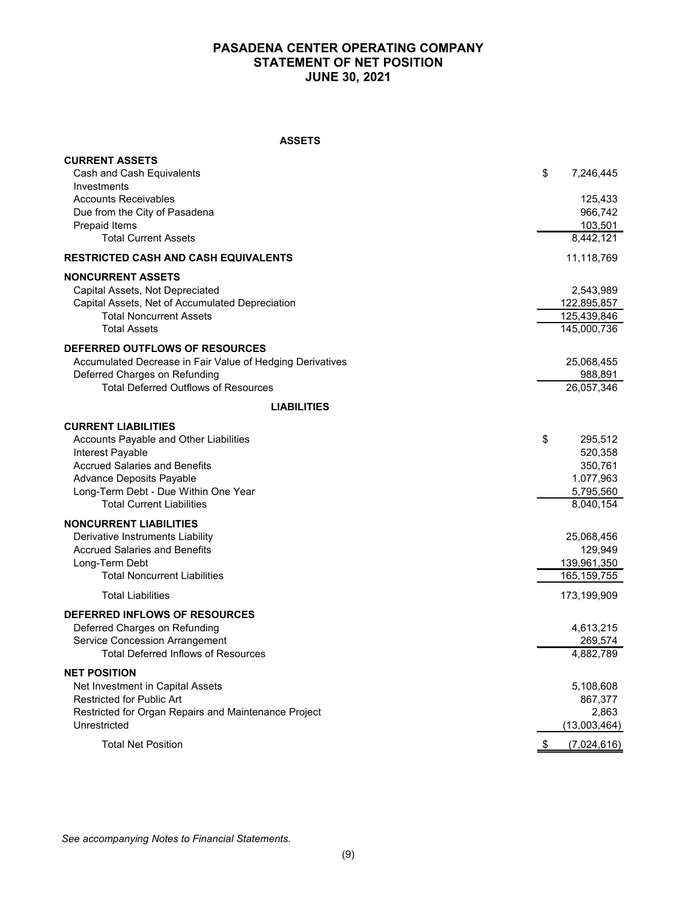# PASADENA CENTER OPERATING COMPANY
## STATEMENT OF NET POSITION
## JUNE 30, 2021

| **ASSETS** | |
|---|---|
| **CURRENT ASSETS** | |
| Cash and Cash Equivalents | $ 7,246,445 |
| Investments | |
| Accounts Receivables | 125,433 |
| Due from the City of Pasadena | 966,742 |
| Prepaid Items | 103,501 |
| Total Current Assets | 8,442,121 |
| **RESTRICTED CASH AND CASH EQUIVALENTS** | 11,118,769 |
| **NONCURRENT ASSETS** | |
| Capital Assets, Not Depreciated | 2,543,989 |
| Capital Assets, Net of Accumulated Depreciation | 122,895,857 |
| Total Noncurrent Assets | 125,439,846 |
| Total Assets | 145,000,736 |
| **DEFERRED OUTFLOWS OF RESOURCES** | |
| Accumulated Decrease in Fair Value of Hedging Derivatives | 25,068,455 |
| Deferred Charges on Refunding | 988,891 |
| Total Deferred Outflows of Resources | 26,057,346 |
| **LIABILITIES** | |
| **CURRENT LIABILITIES** | |
| Accounts Payable and Other Liabilities | $ 295,512 |
| Interest Payable | 520,358 |
| Accrued Salaries and Benefits | 350,761 |
| Advance Deposits Payable | 1,077,963 |
| Long-Term Debt - Due Within One Year | 5,795,560 |
| Total Current Liabilities | 8,040,154 |
| **NONCURRENT LIABILITIES** | |
| Derivative Instruments Liability | 25,068,456 |
| Accrued Salaries and Benefits | 129,949 |
| Long-Term Debt | 139,961,350 |
| Total Noncurrent Liabilities | 165,159,755 |
| Total Liabilities | 173,199,909 |
| **DEFERRED INFLOWS OF RESOURCES** | |
| Deferred Charges on Refunding | 4,613,215 |
| Service Concession Arrangement | 269,574 |
| Total Deferred Inflows of Resources | 4,882,789 |
| **NET POSITION** | |
| Net Investment in Capital Assets | 5,108,608 |
| Restricted for Public Art | 867,377 |
| Restricted for Organ Repairs and Maintenance Project | 2,863 |
| Unrestricted | (13,003,464) |
| Total Net Position | $ (7,024,616) |

*See accompanying Notes to Financial Statements.*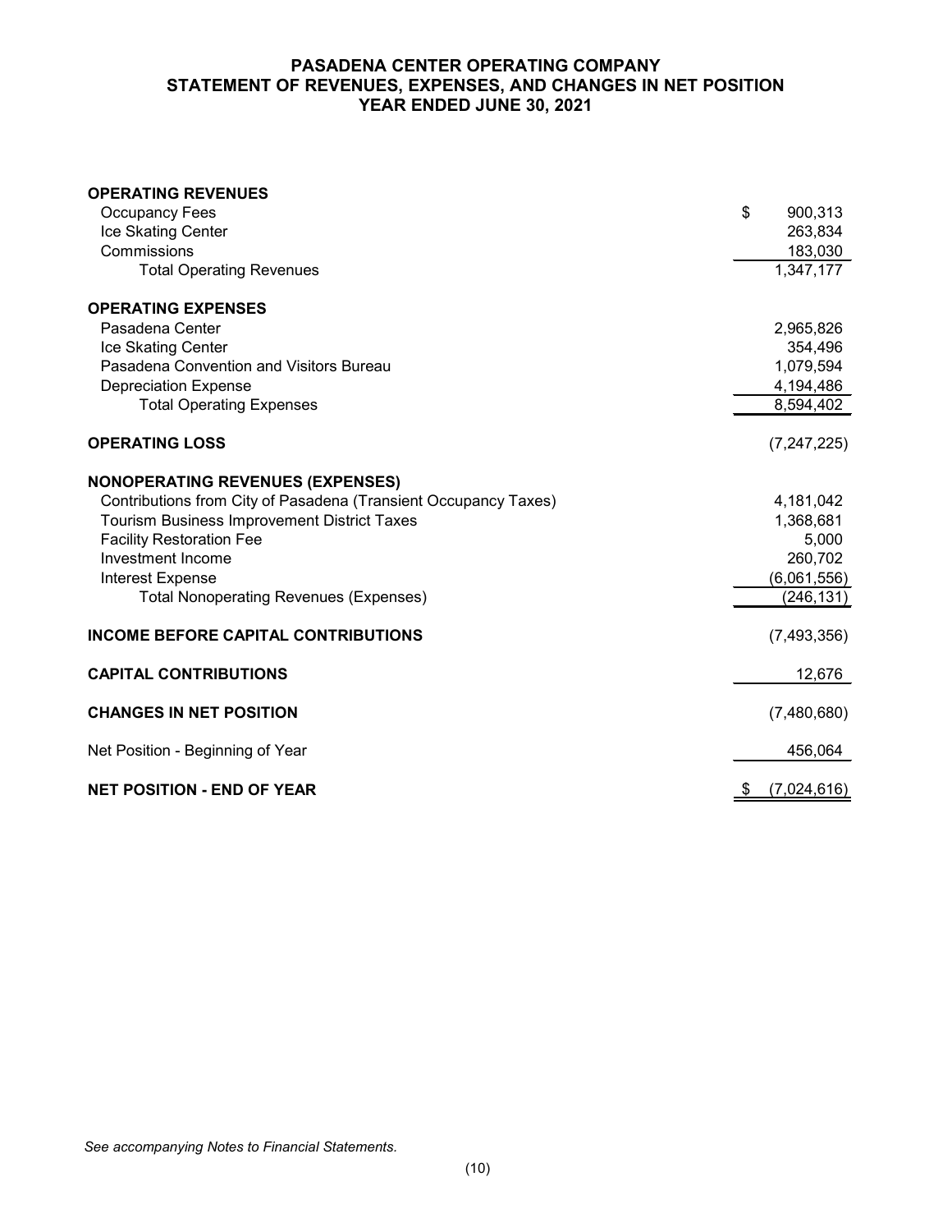# PASADENA CENTER OPERATING COMPANY
## STATEMENT OF REVENUES, EXPENSES, AND CHANGES IN NET POSITION
## YEAR ENDED JUNE 30, 2021

| | |
|---|---|
| **OPERATING REVENUES** | |
| Occupancy Fees | $ 900,313 |
| Ice Skating Center | 263,834 |
| Commissions | 183,030 |
| Total Operating Revenues | 1,347,177 |
| **OPERATING EXPENSES** | |
| Pasadena Center | 2,965,826 |
| Ice Skating Center | 354,496 |
| Pasadena Convention and Visitors Bureau | 1,079,594 |
| Depreciation Expense | 4,194,486 |
| Total Operating Expenses | 8,594,402 |
| **OPERATING LOSS** | (7,247,225) |
| **NONOPERATING REVENUES (EXPENSES)** | |
| Contributions from City of Pasadena (Transient Occupancy Taxes) | 4,181,042 |
| Tourism Business Improvement District Taxes | 1,368,681 |
| Facility Restoration Fee | 5,000 |
| Investment Income | 260,702 |
| Interest Expense | (6,061,556) |
| Total Nonoperating Revenues (Expenses) | (246,131) |
| **INCOME BEFORE CAPITAL CONTRIBUTIONS** | (7,493,356) |
| **CAPITAL CONTRIBUTIONS** | 12,676 |
| **CHANGES IN NET POSITION** | (7,480,680) |
| Net Position - Beginning of Year | 456,064 |
| **NET POSITION - END OF YEAR** | $ (7,024,616) |

*See accompanying Notes to Financial Statements.*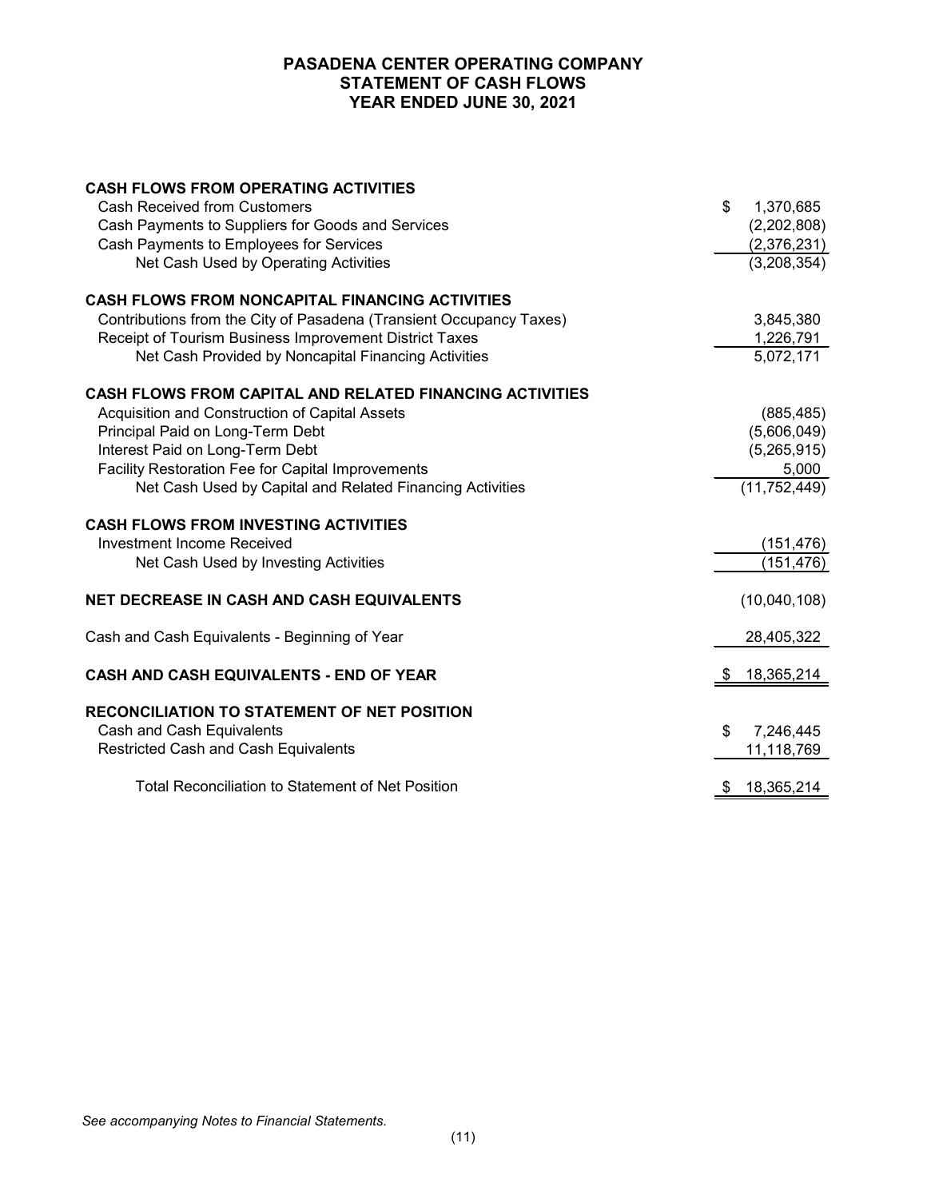# PASADENA CENTER OPERATING COMPANY
## STATEMENT OF CASH FLOWS
## YEAR ENDED JUNE 30, 2021

| | |
|---|---:|
| **CASH FLOWS FROM OPERATING ACTIVITIES** | |
| Cash Received from Customers | $ 1,370,685 |
| Cash Payments to Suppliers for Goods and Services | (2,202,808) |
| Cash Payments to Employees for Services | (2,376,231) |
| Net Cash Used by Operating Activities | (3,208,354) |
| **CASH FLOWS FROM NONCAPITAL FINANCING ACTIVITIES** | |
| Contributions from the City of Pasadena (Transient Occupancy Taxes) | 3,845,380 |
| Receipt of Tourism Business Improvement District Taxes | 1,226,791 |
| Net Cash Provided by Noncapital Financing Activities | 5,072,171 |
| **CASH FLOWS FROM CAPITAL AND RELATED FINANCING ACTIVITIES** | |
| Acquisition and Construction of Capital Assets | (885,485) |
| Principal Paid on Long-Term Debt | (5,606,049) |
| Interest Paid on Long-Term Debt | (5,265,915) |
| Facility Restoration Fee for Capital Improvements | 5,000 |
| Net Cash Used by Capital and Related Financing Activities | (11,752,449) |
| **CASH FLOWS FROM INVESTING ACTIVITIES** | |
| Investment Income Received | (151,476) |
| Net Cash Used by Investing Activities | (151,476) |
| **NET DECREASE IN CASH AND CASH EQUIVALENTS** | (10,040,108) |
| Cash and Cash Equivalents - Beginning of Year | 28,405,322 |
| **CASH AND CASH EQUIVALENTS - END OF YEAR** | $ 18,365,214 |
| **RECONCILIATION TO STATEMENT OF NET POSITION** | |
| Cash and Cash Equivalents | $ 7,246,445 |
| Restricted Cash and Cash Equivalents | 11,118,769 |
| Total Reconciliation to Statement of Net Position | $ 18,365,214 |

*See accompanying Notes to Financial Statements.*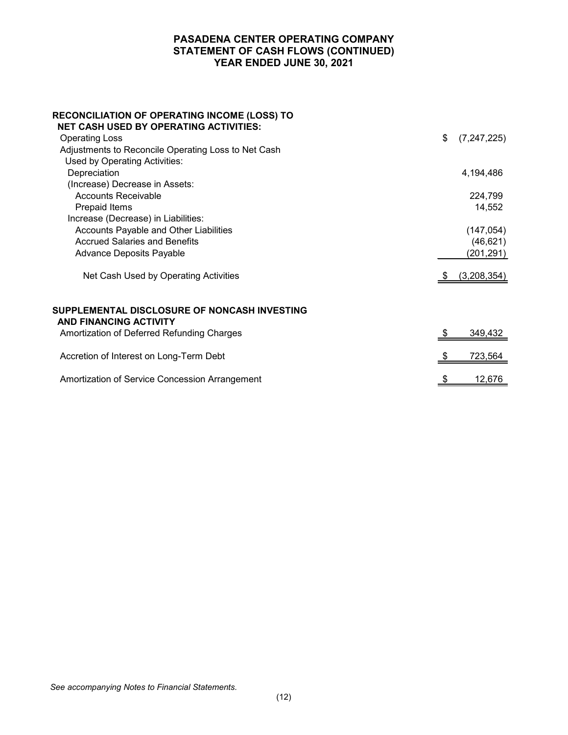# PASADENA CENTER OPERATING COMPANY
## STATEMENT OF CASH FLOWS (CONTINUED)
## YEAR ENDED JUNE 30, 2021

| | |
|---|---|
| **RECONCILIATION OF OPERATING INCOME (LOSS) TO NET CASH USED BY OPERATING ACTIVITIES:** | |
| Operating Loss | $ (7,247,225) |
| Adjustments to Reconcile Operating Loss to Net Cash Used by Operating Activities: | |
| Depreciation | 4,194,486 |
| (Increase) Decrease in Assets: | |
| Accounts Receivable | 224,799 |
| Prepaid Items | 14,552 |
| Increase (Decrease) in Liabilities: | |
| Accounts Payable and Other Liabilities | (147,054) |
| Accrued Salaries and Benefits | (46,621) |
| Advance Deposits Payable | (201,291) |
| Net Cash Used by Operating Activities | $ (3,208,354) |
| | |
| **SUPPLEMENTAL DISCLOSURE OF NONCASH INVESTING AND FINANCING ACTIVITY** | |
| Amortization of Deferred Refunding Charges | $ 349,432 |
| Accretion of Interest on Long-Term Debt | $ 723,564 |
| Amortization of Service Concession Arrangement | $ 12,676 |

*See accompanying Notes to Financial Statements.*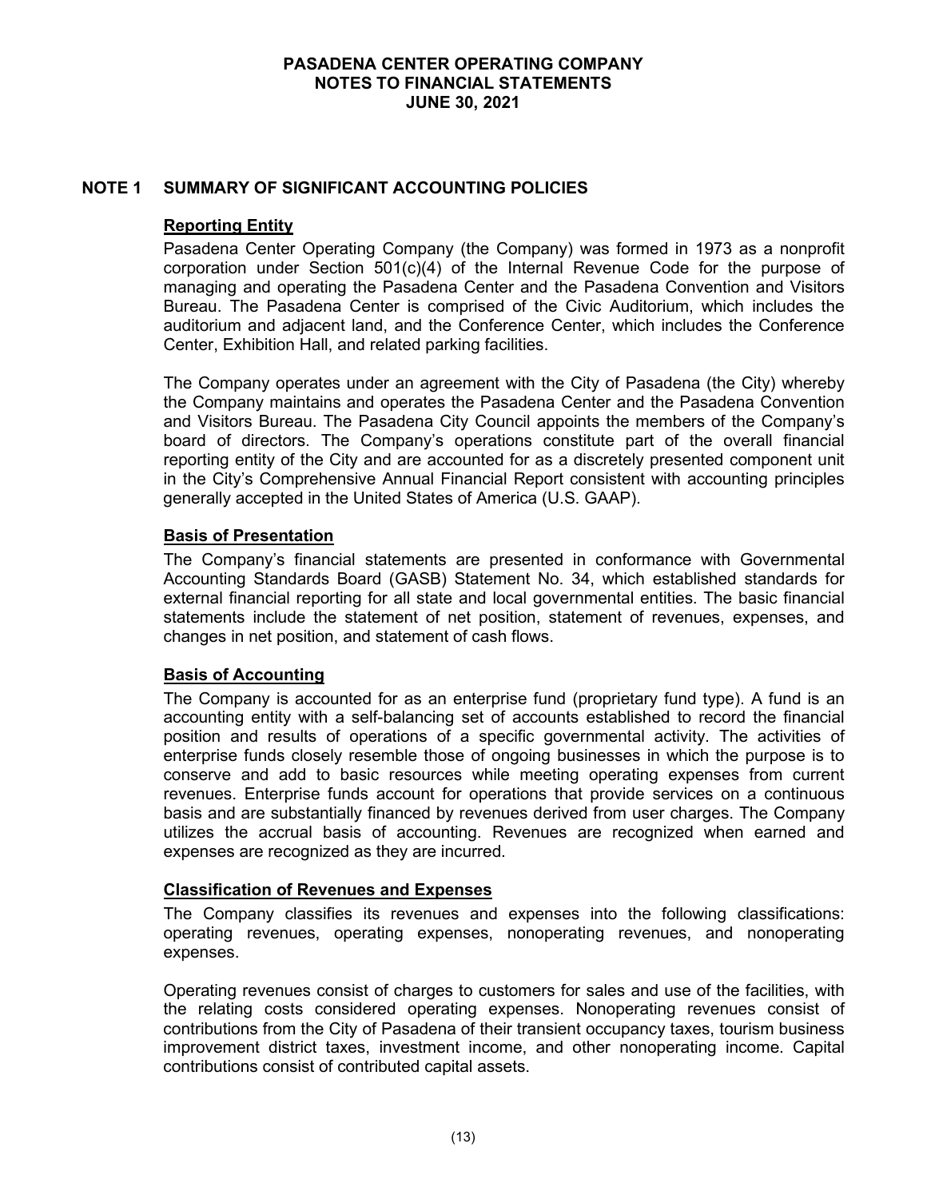## NOTE 1 SUMMARY OF SIGNIFICANT ACCOUNTING POLICIES

### Reporting Entity

Pasadena Center Operating Company (the Company) was formed in 1973 as a nonprofit corporation under Section 501(c)(4) of the Internal Revenue Code for the purpose of managing and operating the Pasadena Center and the Pasadena Convention and Visitors Bureau. The Pasadena Center is comprised of the Civic Auditorium, which includes the auditorium and adjacent land, and the Conference Center, which includes the Conference Center, Exhibition Hall, and related parking facilities.

The Company operates under an agreement with the City of Pasadena (the City) whereby the Company maintains and operates the Pasadena Center and the Pasadena Convention and Visitors Bureau. The Pasadena City Council appoints the members of the Company's board of directors. The Company's operations constitute part of the overall financial reporting entity of the City and are accounted for as a discretely presented component unit in the City's Comprehensive Annual Financial Report consistent with accounting principles generally accepted in the United States of America (U.S. GAAP).

### Basis of Presentation

The Company's financial statements are presented in conformance with Governmental Accounting Standards Board (GASB) Statement No. 34, which established standards for external financial reporting for all state and local governmental entities. The basic financial statements include the statement of net position, statement of revenues, expenses, and changes in net position, and statement of cash flows.

### Basis of Accounting

The Company is accounted for as an enterprise fund (proprietary fund type). A fund is an accounting entity with a self-balancing set of accounts established to record the financial position and results of operations of a specific governmental activity. The activities of enterprise funds closely resemble those of ongoing businesses in which the purpose is to conserve and add to basic resources while meeting operating expenses from current revenues. Enterprise funds account for operations that provide services on a continuous basis and are substantially financed by revenues derived from user charges. The Company utilizes the accrual basis of accounting. Revenues are recognized when earned and expenses are recognized as they are incurred.

### Classification of Revenues and Expenses

The Company classifies its revenues and expenses into the following classifications: operating revenues, operating expenses, nonoperating revenues, and nonoperating expenses.

Operating revenues consist of charges to customers for sales and use of the facilities, with the relating costs considered operating expenses. Nonoperating revenues consist of contributions from the City of Pasadena of their transient occupancy taxes, tourism business improvement district taxes, investment income, and other nonoperating income. Capital contributions consist of contributed capital assets.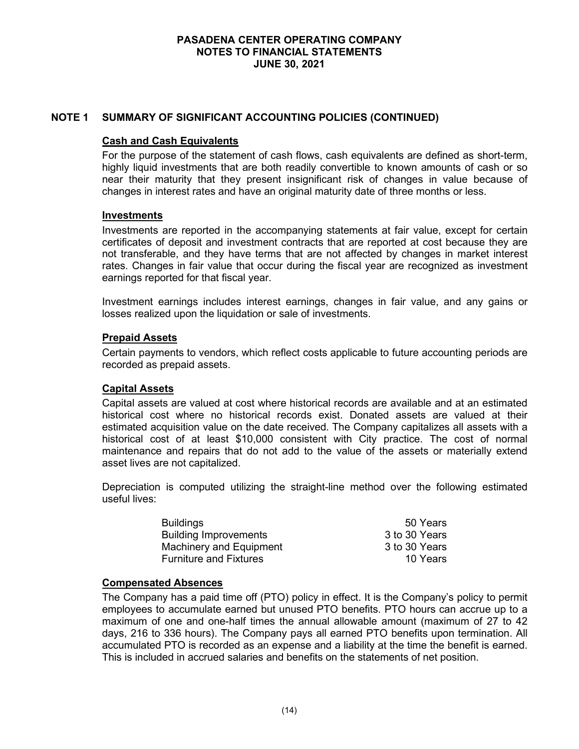## NOTE 1 SUMMARY OF SIGNIFICANT ACCOUNTING POLICIES (CONTINUED)

### Cash and Cash Equivalents

For the purpose of the statement of cash flows, cash equivalents are defined as short-term, highly liquid investments that are both readily convertible to known amounts of cash or so near their maturity that they present insignificant risk of changes in value because of changes in interest rates and have an original maturity date of three months or less.

### Investments

Investments are reported in the accompanying statements at fair value, except for certain certificates of deposit and investment contracts that are reported at cost because they are not transferable, and they have terms that are not affected by changes in market interest rates. Changes in fair value that occur during the fiscal year are recognized as investment earnings reported for that fiscal year.

Investment earnings includes interest earnings, changes in fair value, and any gains or losses realized upon the liquidation or sale of investments.

### Prepaid Assets

Certain payments to vendors, which reflect costs applicable to future accounting periods are recorded as prepaid assets.

### Capital Assets

Capital assets are valued at cost where historical records are available and at an estimated historical cost where no historical records exist. Donated assets are valued at their estimated acquisition value on the date received. The Company capitalizes all assets with a historical cost of at least $10,000 consistent with City practice. The cost of normal maintenance and repairs that do not add to the value of the assets or materially extend asset lives are not capitalized.

Depreciation is computed utilizing the straight-line method over the following estimated useful lives:

| | |
|---|---|
| Buildings | 50 Years |
| Building Improvements | 3 to 30 Years |
| Machinery and Equipment | 3 to 30 Years |
| Furniture and Fixtures | 10 Years |

### Compensated Absences

The Company has a paid time off (PTO) policy in effect. It is the Company's policy to permit employees to accumulate earned but unused PTO benefits. PTO hours can accrue up to a maximum of one and one-half times the annual allowable amount (maximum of 27 to 42 days, 216 to 336 hours). The Company pays all earned PTO benefits upon termination. All accumulated PTO is recorded as an expense and a liability at the time the benefit is earned. This is included in accrued salaries and benefits on the statements of net position.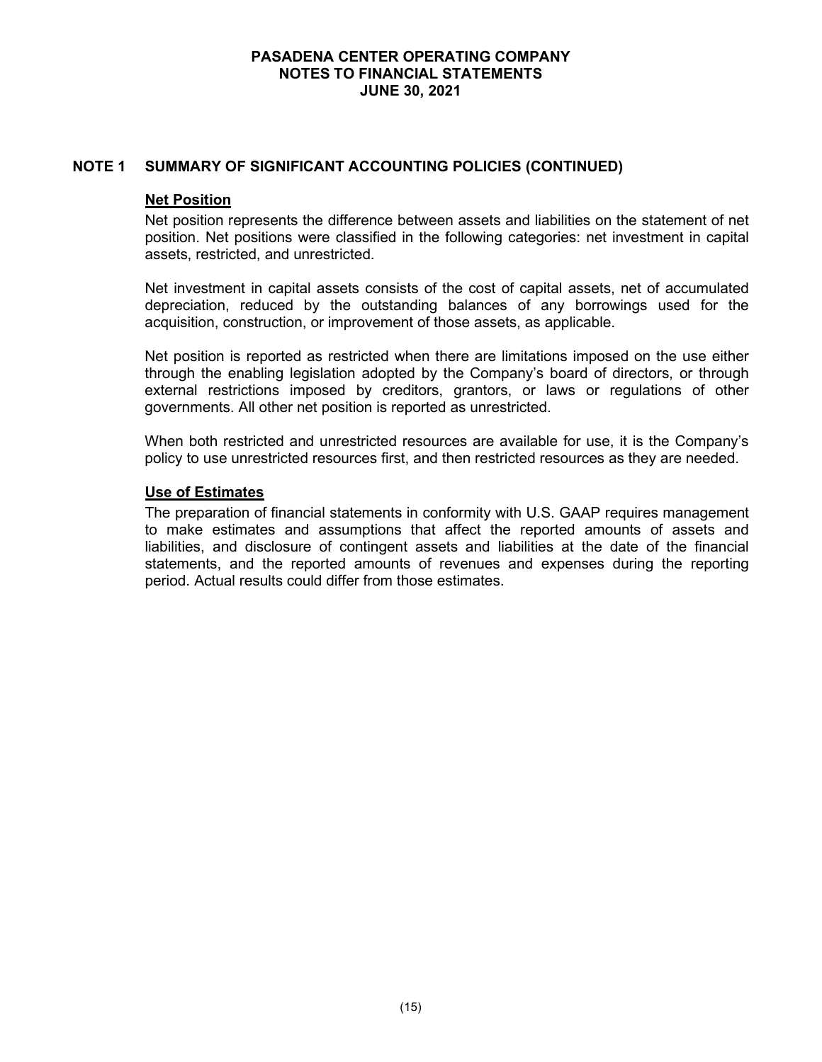## NOTE 1 SUMMARY OF SIGNIFICANT ACCOUNTING POLICIES (CONTINUED)

### Net Position

Net position represents the difference between assets and liabilities on the statement of net position. Net positions were classified in the following categories: net investment in capital assets, restricted, and unrestricted.

Net investment in capital assets consists of the cost of capital assets, net of accumulated depreciation, reduced by the outstanding balances of any borrowings used for the acquisition, construction, or improvement of those assets, as applicable.

Net position is reported as restricted when there are limitations imposed on the use either through the enabling legislation adopted by the Company's board of directors, or through external restrictions imposed by creditors, grantors, or laws or regulations of other governments. All other net position is reported as unrestricted.

When both restricted and unrestricted resources are available for use, it is the Company's policy to use unrestricted resources first, and then restricted resources as they are needed.

### Use of Estimates

The preparation of financial statements in conformity with U.S. GAAP requires management to make estimates and assumptions that affect the reported amounts of assets and liabilities, and disclosure of contingent assets and liabilities at the date of the financial statements, and the reported amounts of revenues and expenses during the reporting period. Actual results could differ from those estimates.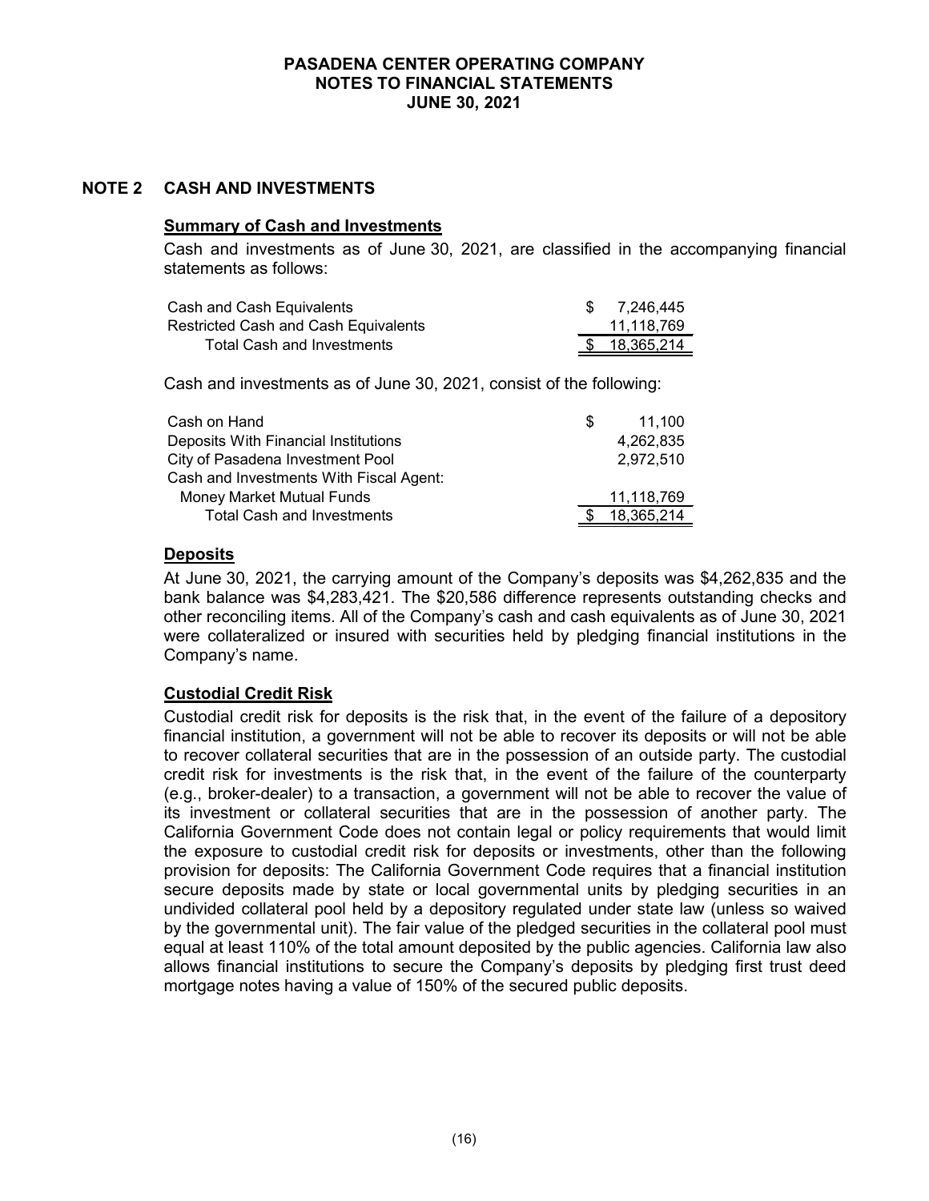## NOTE 2 CASH AND INVESTMENTS

### Summary of Cash and Investments

Cash and investments as of June 30, 2021, are classified in the accompanying financial statements as follows:

| | |
|---|---|
| Cash and Cash Equivalents | $ 7,246,445 |
| Restricted Cash and Cash Equivalents | 11,118,769 |
| Total Cash and Investments | $ 18,365,214 |

Cash and investments as of June 30, 2021, consist of the following:

| | |
|---|---|
| Cash on Hand | $ 11,100 |
| Deposits With Financial Institutions | 4,262,835 |
| City of Pasadena Investment Pool | 2,972,510 |
| Cash and Investments With Fiscal Agent: | |
| Money Market Mutual Funds | 11,118,769 |
| Total Cash and Investments | $ 18,365,214 |

### Deposits

At June 30, 2021, the carrying amount of the Company's deposits was $4,262,835 and the bank balance was $4,283,421. The $20,586 difference represents outstanding checks and other reconciling items. All of the Company's cash and cash equivalents as of June 30, 2021 were collateralized or insured with securities held by pledging financial institutions in the Company's name.

### Custodial Credit Risk

Custodial credit risk for deposits is the risk that, in the event of the failure of a depository financial institution, a government will not be able to recover its deposits or will not be able to recover collateral securities that are in the possession of an outside party. The custodial credit risk for investments is the risk that, in the event of the failure of the counterparty (e.g., broker-dealer) to a transaction, a government will not be able to recover the value of its investment or collateral securities that are in the possession of another party. The California Government Code does not contain legal or policy requirements that would limit the exposure to custodial credit risk for deposits or investments, other than the following provision for deposits: The California Government Code requires that a financial institution secure deposits made by state or local governmental units by pledging securities in an undivided collateral pool held by a depository regulated under state law (unless so waived by the governmental unit). The fair value of the pledged securities in the collateral pool must equal at least 110% of the total amount deposited by the public agencies. California law also allows financial institutions to secure the Company's deposits by pledging first trust deed mortgage notes having a value of 150% of the secured public deposits.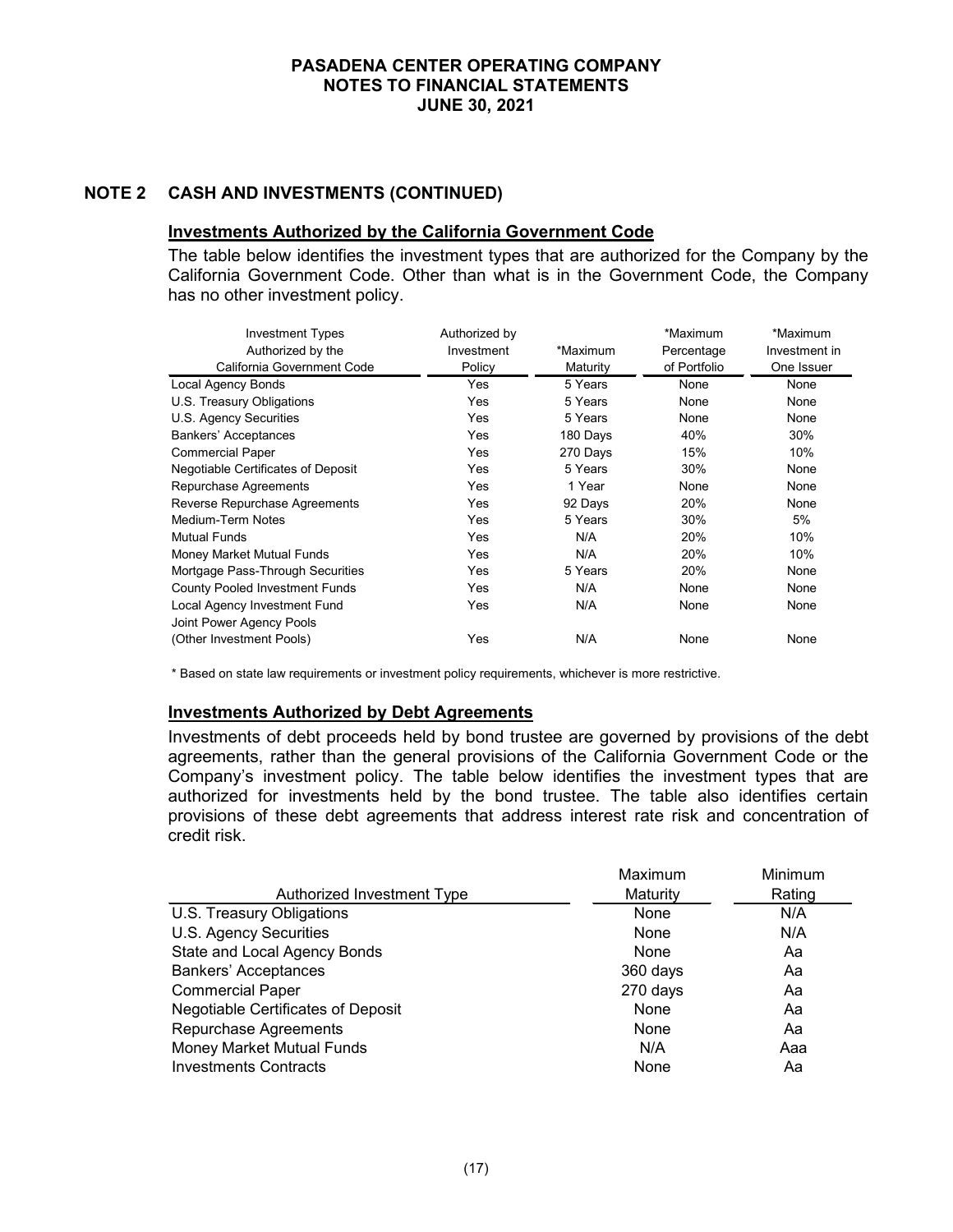## NOTE 2 CASH AND INVESTMENTS (CONTINUED)

### Investments Authorized by the California Government Code

The table below identifies the investment types that are authorized for the Company by the California Government Code. Other than what is in the Government Code, the Company has no other investment policy.

| Investment Types Authorized by the California Government Code | Authorized by Investment Policy | *Maximum Maturity | *Maximum Percentage of Portfolio | *Maximum Investment in One Issuer |
|---|---|---|---|---|
| Local Agency Bonds | Yes | 5 Years | None | None |
| U.S. Treasury Obligations | Yes | 5 Years | None | None |
| U.S. Agency Securities | Yes | 5 Years | None | None |
| Bankers' Acceptances | Yes | 180 Days | 40% | 30% |
| Commercial Paper | Yes | 270 Days | 15% | 10% |
| Negotiable Certificates of Deposit | Yes | 5 Years | 30% | None |
| Repurchase Agreements | Yes | 1 Year | None | None |
| Reverse Repurchase Agreements | Yes | 92 Days | 20% | None |
| Medium-Term Notes | Yes | 5 Years | 30% | 5% |
| Mutual Funds | Yes | N/A | 20% | 10% |
| Money Market Mutual Funds | Yes | N/A | 20% | 10% |
| Mortgage Pass-Through Securities | Yes | 5 Years | 20% | None |
| County Pooled Investment Funds | Yes | N/A | None | None |
| Local Agency Investment Fund | Yes | N/A | None | None |
| Joint Power Agency Pools (Other Investment Pools) | Yes | N/A | None | None |

\* Based on state law requirements or investment policy requirements, whichever is more restrictive.

### Investments Authorized by Debt Agreements

Investments of debt proceeds held by bond trustee are governed by provisions of the debt agreements, rather than the general provisions of the California Government Code or the Company's investment policy. The table below identifies the investment types that are authorized for investments held by the bond trustee. The table also identifies certain provisions of these debt agreements that address interest rate risk and concentration of credit risk.

| Authorized Investment Type | Maximum Maturity | Minimum Rating |
|---|---|---|
| U.S. Treasury Obligations | None | N/A |
| U.S. Agency Securities | None | N/A |
| State and Local Agency Bonds | None | Aa |
| Bankers' Acceptances | 360 days | Aa |
| Commercial Paper | 270 days | Aa |
| Negotiable Certificates of Deposit | None | Aa |
| Repurchase Agreements | None | Aa |
| Money Market Mutual Funds | N/A | Aaa |
| Investments Contracts | None | Aa |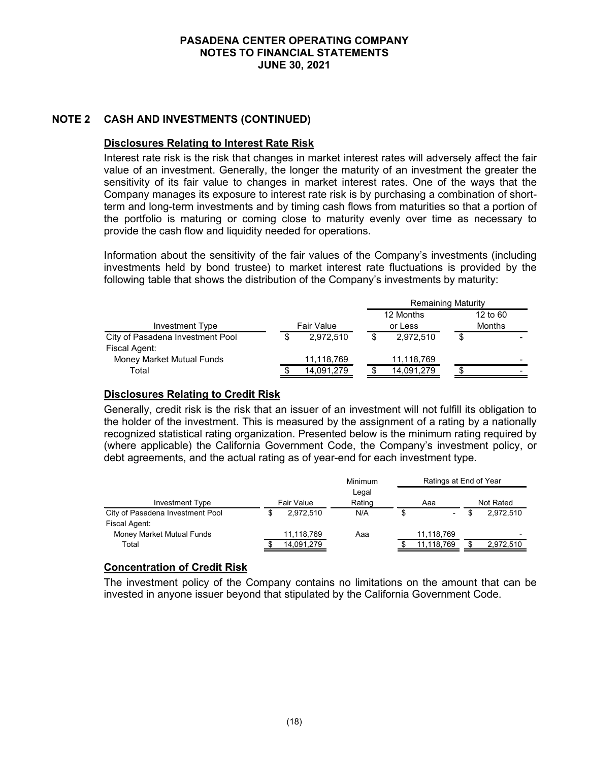# PASADENA CENTER OPERATING COMPANY
# NOTES TO FINANCIAL STATEMENTS
# JUNE 30, 2021

## NOTE 2 CASH AND INVESTMENTS (CONTINUED)

### Disclosures Relating to Interest Rate Risk

Interest rate risk is the risk that changes in market interest rates will adversely affect the fair value of an investment. Generally, the longer the maturity of an investment the greater the sensitivity of its fair value to changes in market interest rates. One of the ways that the Company manages its exposure to interest rate risk is by purchasing a combination of short-term and long-term investments and by timing cash flows from maturities so that a portion of the portfolio is maturing or coming close to maturity evenly over time as necessary to provide the cash flow and liquidity needed for operations.

Information about the sensitivity of the fair values of the Company's investments (including investments held by bond trustee) to market interest rate fluctuations is provided by the following table that shows the distribution of the Company's investments by maturity:

| | | Remaining Maturity | |
|---|---|---|---|
| Investment Type | Fair Value | 12 Months or Less | 12 to 60 Months |
| City of Pasadena Investment Pool | $ 2,972,510 | $ 2,972,510 | $ - |
| Fiscal Agent: | | | |
| Money Market Mutual Funds | 11,118,769 | 11,118,769 | - |
| Total | $ 14,091,279 | $ 14,091,279 | $ - |

### Disclosures Relating to Credit Risk

Generally, credit risk is the risk that an issuer of an investment will not fulfill its obligation to the holder of the investment. This is measured by the assignment of a rating by a nationally recognized statistical rating organization. Presented below is the minimum rating required by (where applicable) the California Government Code, the Company's investment policy, or debt agreements, and the actual rating as of year-end for each investment type.

| | | Minimum | Ratings at End of Year | |
|---|---|---|---|---|
| Investment Type | Fair Value | Legal Rating | Aaa | Not Rated |
| City of Pasadena Investment Pool | $ 2,972,510 | N/A | $ - | $ 2,972,510 |
| Fiscal Agent: | | | | |
| Money Market Mutual Funds | 11,118,769 | Aaa | 11,118,769 | - |
| Total | $ 14,091,279 | | $ 11,118,769 | $ 2,972,510 |

### Concentration of Credit Risk

The investment policy of the Company contains no limitations on the amount that can be invested in anyone issuer beyond that stipulated by the California Government Code.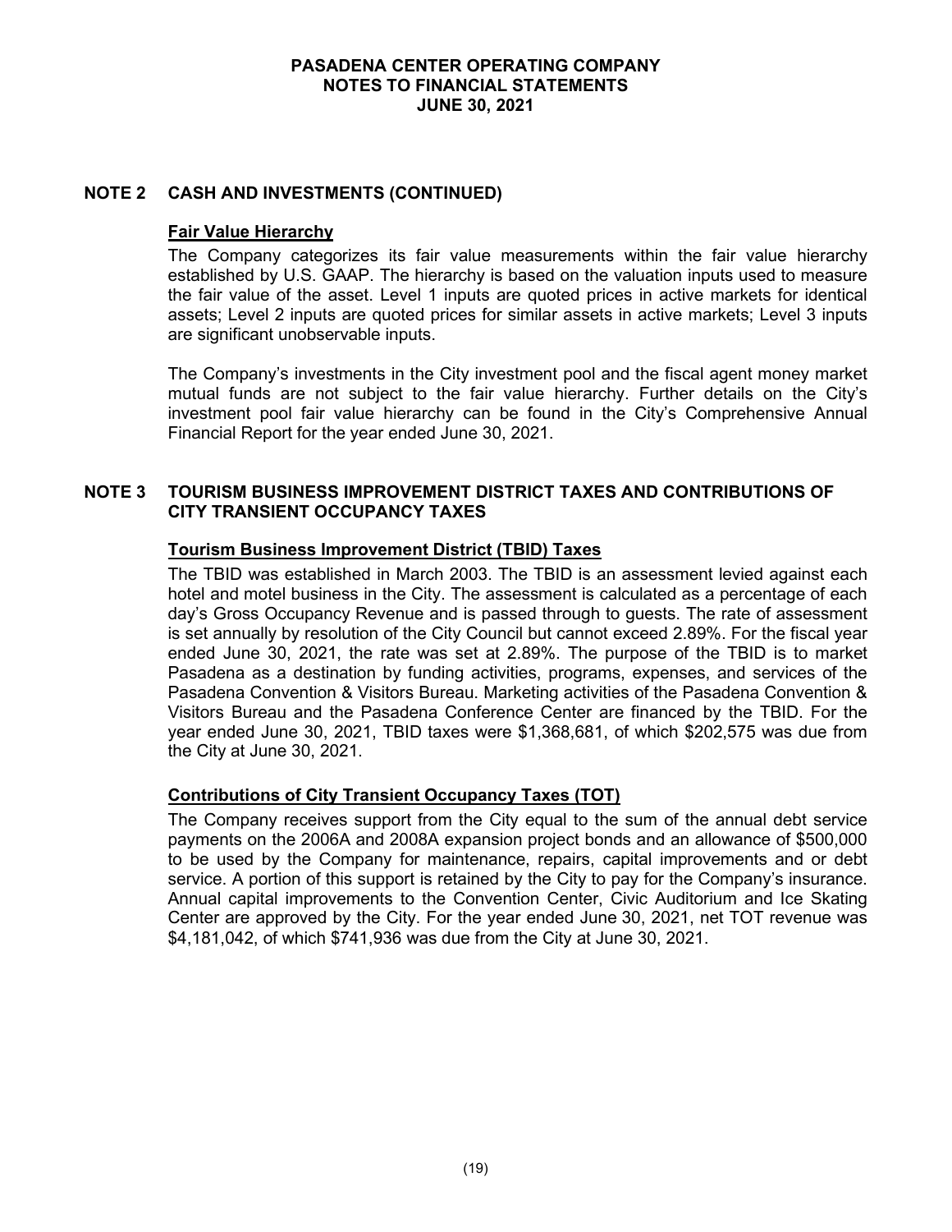## NOTE 2 CASH AND INVESTMENTS (CONTINUED)

### Fair Value Hierarchy

The Company categorizes its fair value measurements within the fair value hierarchy established by U.S. GAAP. The hierarchy is based on the valuation inputs used to measure the fair value of the asset. Level 1 inputs are quoted prices in active markets for identical assets; Level 2 inputs are quoted prices for similar assets in active markets; Level 3 inputs are significant unobservable inputs.

The Company's investments in the City investment pool and the fiscal agent money market mutual funds are not subject to the fair value hierarchy. Further details on the City's investment pool fair value hierarchy can be found in the City's Comprehensive Annual Financial Report for the year ended June 30, 2021.

## NOTE 3 TOURISM BUSINESS IMPROVEMENT DISTRICT TAXES AND CONTRIBUTIONS OF CITY TRANSIENT OCCUPANCY TAXES

### Tourism Business Improvement District (TBID) Taxes

The TBID was established in March 2003. The TBID is an assessment levied against each hotel and motel business in the City. The assessment is calculated as a percentage of each day's Gross Occupancy Revenue and is passed through to guests. The rate of assessment is set annually by resolution of the City Council but cannot exceed 2.89%. For the fiscal year ended June 30, 2021, the rate was set at 2.89%. The purpose of the TBID is to market Pasadena as a destination by funding activities, programs, expenses, and services of the Pasadena Convention & Visitors Bureau. Marketing activities of the Pasadena Convention & Visitors Bureau and the Pasadena Conference Center are financed by the TBID. For the year ended June 30, 2021, TBID taxes were $1,368,681, of which $202,575 was due from the City at June 30, 2021.

### Contributions of City Transient Occupancy Taxes (TOT)

The Company receives support from the City equal to the sum of the annual debt service payments on the 2006A and 2008A expansion project bonds and an allowance of $500,000 to be used by the Company for maintenance, repairs, capital improvements and or debt service. A portion of this support is retained by the City to pay for the Company's insurance. Annual capital improvements to the Convention Center, Civic Auditorium and Ice Skating Center are approved by the City. For the year ended June 30, 2021, net TOT revenue was $4,181,042, of which $741,936 was due from the City at June 30, 2021.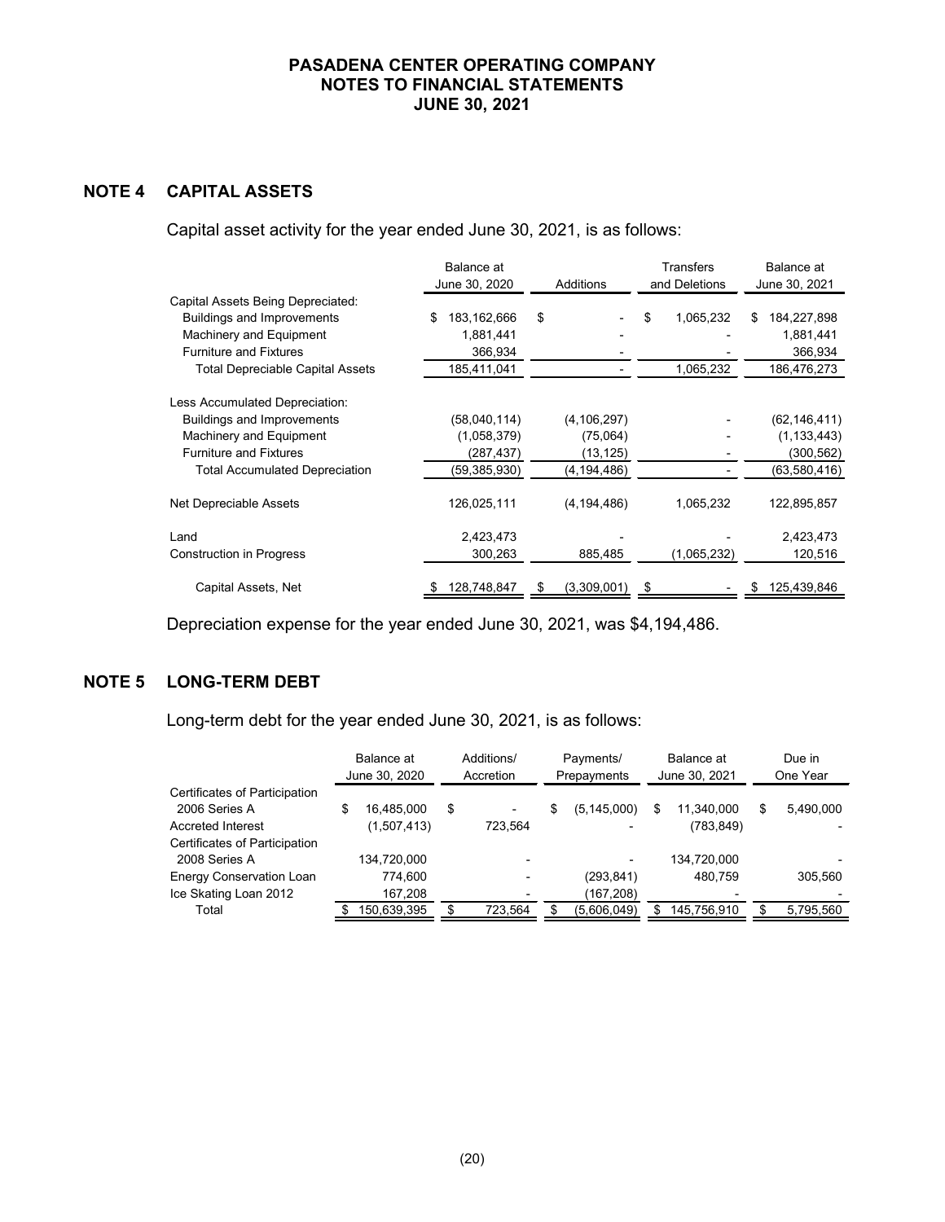# PASADENA CENTER OPERATING COMPANY
# NOTES TO FINANCIAL STATEMENTS
# JUNE 30, 2021

## NOTE 4 CAPITAL ASSETS

Capital asset activity for the year ended June 30, 2021, is as follows:

| | Balance at June 30, 2020 | Additions | Transfers and Deletions | Balance at June 30, 2021 |
|---|---|---|---|---|
| Capital Assets Being Depreciated: | | | | |
| Buildings and Improvements | $ 183,162,666 | $ - | $ 1,065,232 | $ 184,227,898 |
| Machinery and Equipment | 1,881,441 | - | - | 1,881,441 |
| Furniture and Fixtures | 366,934 | - | - | 366,934 |
| Total Depreciable Capital Assets | 185,411,041 | - | 1,065,232 | 186,476,273 |
| Less Accumulated Depreciation: | | | | |
| Buildings and Improvements | (58,040,114) | (4,106,297) | - | (62,146,411) |
| Machinery and Equipment | (1,058,379) | (75,064) | - | (1,133,443) |
| Furniture and Fixtures | (287,437) | (13,125) | - | (300,562) |
| Total Accumulated Depreciation | (59,385,930) | (4,194,486) | - | (63,580,416) |
| Net Depreciable Assets | 126,025,111 | (4,194,486) | 1,065,232 | 122,895,857 |
| Land | 2,423,473 | - | - | 2,423,473 |
| Construction in Progress | 300,263 | 885,485 | (1,065,232) | 120,516 |
| Capital Assets, Net | $ 128,748,847 | $ (3,309,001) | $ - | $ 125,439,846 |

Depreciation expense for the year ended June 30, 2021, was $4,194,486.

## NOTE 5 LONG-TERM DEBT

Long-term debt for the year ended June 30, 2021, is as follows:

| | Balance at June 30, 2020 | Additions/ Accretion | Payments/ Prepayments | Balance at June 30, 2021 | Due in One Year |
|---|---|---|---|---|---|
| Certificates of Participation 2006 Series A | $ 16,485,000 | $ - | $ (5,145,000) | $ 11,340,000 | $ 5,490,000 |
| Accreted Interest | (1,507,413) | 723,564 | - | (783,849) | - |
| Certificates of Participation 2008 Series A | 134,720,000 | - | - | 134,720,000 | - |
| Energy Conservation Loan | 774,600 | - | (293,841) | 480,759 | 305,560 |
| Ice Skating Loan 2012 | 167,208 | - | (167,208) | - | - |
| Total | $ 150,639,395 | $ 723,564 | $ (5,606,049) | $ 145,756,910 | $ 5,795,560 |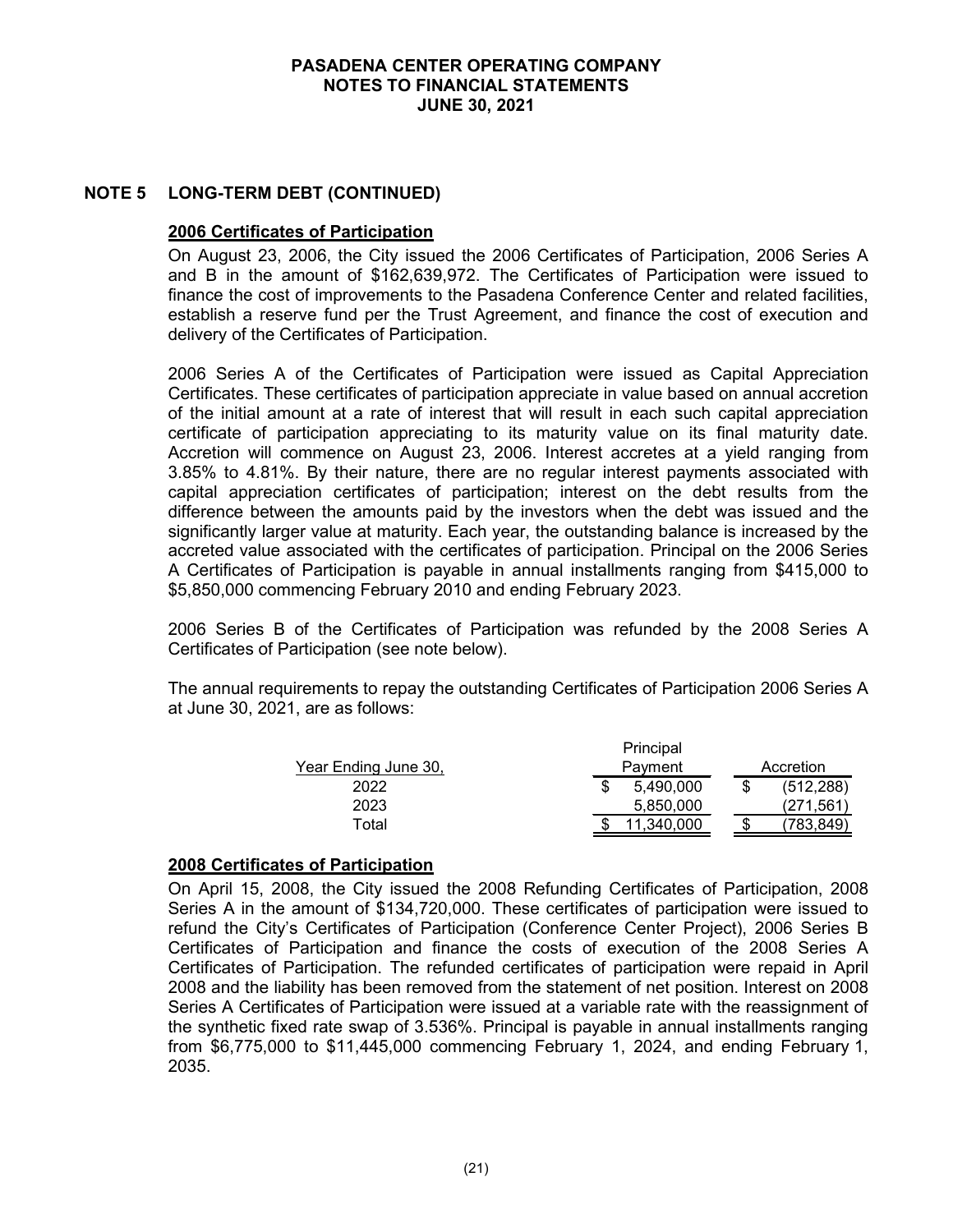## NOTE 5 LONG-TERM DEBT (CONTINUED)

### 2006 Certificates of Participation

On August 23, 2006, the City issued the 2006 Certificates of Participation, 2006 Series A and B in the amount of $162,639,972. The Certificates of Participation were issued to finance the cost of improvements to the Pasadena Conference Center and related facilities, establish a reserve fund per the Trust Agreement, and finance the cost of execution and delivery of the Certificates of Participation.

2006 Series A of the Certificates of Participation were issued as Capital Appreciation Certificates. These certificates of participation appreciate in value based on annual accretion of the initial amount at a rate of interest that will result in each such capital appreciation certificate of participation appreciating to its maturity value on its final maturity date. Accretion will commence on August 23, 2006. Interest accretes at a yield ranging from 3.85% to 4.81%. By their nature, there are no regular interest payments associated with capital appreciation certificates of participation; interest on the debt results from the difference between the amounts paid by the investors when the debt was issued and the significantly larger value at maturity. Each year, the outstanding balance is increased by the accreted value associated with the certificates of participation. Principal on the 2006 Series A Certificates of Participation is payable in annual installments ranging from $415,000 to $5,850,000 commencing February 2010 and ending February 2023.

2006 Series B of the Certificates of Participation was refunded by the 2008 Series A Certificates of Participation (see note below).

The annual requirements to repay the outstanding Certificates of Participation 2006 Series A at June 30, 2021, are as follows:

| Year Ending June 30, | Principal Payment | Accretion |
|---|---|---|
| 2022 | $ 5,490,000 | $ (512,288) |
| 2023 | 5,850,000 | (271,561) |
| Total | $ 11,340,000 | $ (783,849) |

### 2008 Certificates of Participation

On April 15, 2008, the City issued the 2008 Refunding Certificates of Participation, 2008 Series A in the amount of $134,720,000. These certificates of participation were issued to refund the City's Certificates of Participation (Conference Center Project), 2006 Series B Certificates of Participation and finance the costs of execution of the 2008 Series A Certificates of Participation. The refunded certificates of participation were repaid in April 2008 and the liability has been removed from the statement of net position. Interest on 2008 Series A Certificates of Participation were issued at a variable rate with the reassignment of the synthetic fixed rate swap of 3.536%. Principal is payable in annual installments ranging from $6,775,000 to $11,445,000 commencing February 1, 2024, and ending February 1, 2035.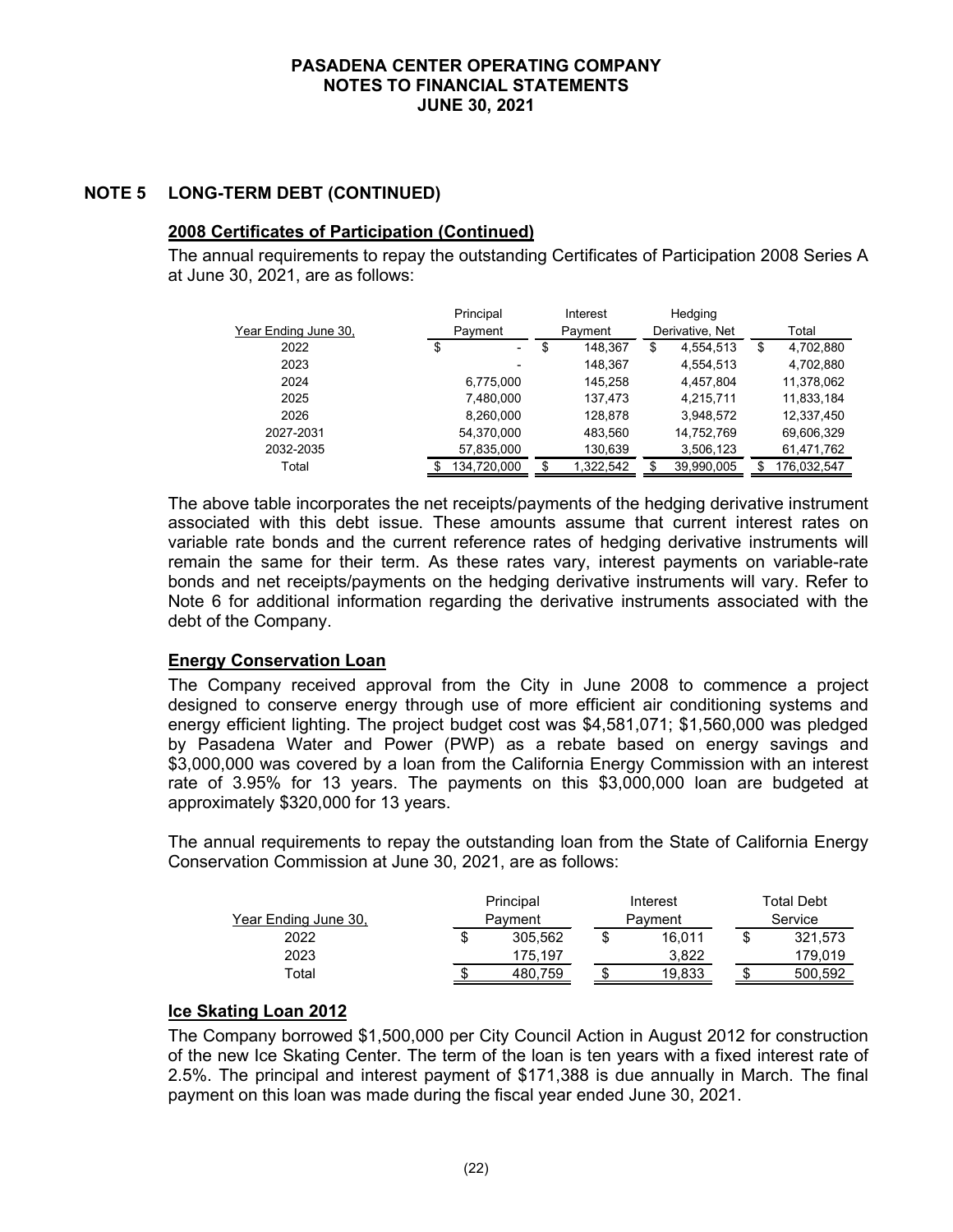## NOTE 5 LONG-TERM DEBT (CONTINUED)

### 2008 Certificates of Participation (Continued)

The annual requirements to repay the outstanding Certificates of Participation 2008 Series A at June 30, 2021, are as follows:

| Year Ending June 30, | Principal Payment | Interest Payment | Hedging Derivative, Net | Total |
|---|---|---|---|---|
| 2022 | $ - | $ 148,367 | $ 4,554,513 | $ 4,702,880 |
| 2023 | - | 148,367 | 4,554,513 | 4,702,880 |
| 2024 | 6,775,000 | 145,258 | 4,457,804 | 11,378,062 |
| 2025 | 7,480,000 | 137,473 | 4,215,711 | 11,833,184 |
| 2026 | 8,260,000 | 128,878 | 3,948,572 | 12,337,450 |
| 2027-2031 | 54,370,000 | 483,560 | 14,752,769 | 69,606,329 |
| 2032-2035 | 57,835,000 | 130,639 | 3,506,123 | 61,471,762 |
| Total | $ 134,720,000 | $ 1,322,542 | $ 39,990,005 | $ 176,032,547 |

The above table incorporates the net receipts/payments of the hedging derivative instrument associated with this debt issue. These amounts assume that current interest rates on variable rate bonds and the current reference rates of hedging derivative instruments will remain the same for their term. As these rates vary, interest payments on variable-rate bonds and net receipts/payments on the hedging derivative instruments will vary. Refer to Note 6 for additional information regarding the derivative instruments associated with the debt of the Company.

### Energy Conservation Loan

The Company received approval from the City in June 2008 to commence a project designed to conserve energy through use of more efficient air conditioning systems and energy efficient lighting. The project budget cost was $4,581,071; $1,560,000 was pledged by Pasadena Water and Power (PWP) as a rebate based on energy savings and $3,000,000 was covered by a loan from the California Energy Commission with an interest rate of 3.95% for 13 years. The payments on this $3,000,000 loan are budgeted at approximately $320,000 for 13 years.

The annual requirements to repay the outstanding loan from the State of California Energy Conservation Commission at June 30, 2021, are as follows:

| Year Ending June 30, | Principal Payment | Interest Payment | Total Debt Service |
|---|---|---|---|
| 2022 | $ 305,562 | $ 16,011 | $ 321,573 |
| 2023 | 175,197 | 3,822 | 179,019 |
| Total | $ 480,759 | $ 19,833 | $ 500,592 |

### Ice Skating Loan 2012

The Company borrowed $1,500,000 per City Council Action in August 2012 for construction of the new Ice Skating Center. The term of the loan is ten years with a fixed interest rate of 2.5%. The principal and interest payment of $171,388 is due annually in March. The final payment on this loan was made during the fiscal year ended June 30, 2021.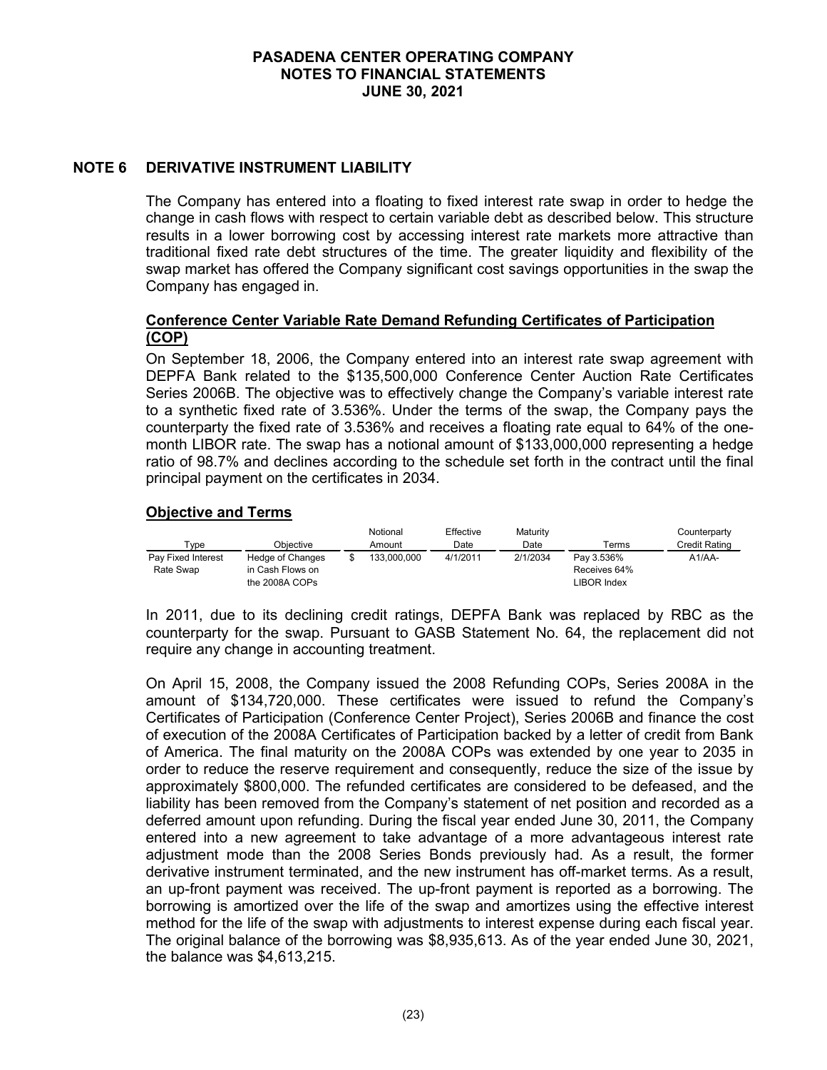# PASADENA CENTER OPERATING COMPANY
# NOTES TO FINANCIAL STATEMENTS
# JUNE 30, 2021

## NOTE 6 DERIVATIVE INSTRUMENT LIABILITY

The Company has entered into a floating to fixed interest rate swap in order to hedge the change in cash flows with respect to certain variable debt as described below. This structure results in a lower borrowing cost by accessing interest rate markets more attractive than traditional fixed rate debt structures of the time. The greater liquidity and flexibility of the swap market has offered the Company significant cost savings opportunities in the swap the Company has engaged in.

**Conference Center Variable Rate Demand Refunding Certificates of Participation (COP)**

On September 18, 2006, the Company entered into an interest rate swap agreement with DEPFA Bank related to the $135,500,000 Conference Center Auction Rate Certificates Series 2006B. The objective was to effectively change the Company's variable interest rate to a synthetic fixed rate of 3.536%. Under the terms of the swap, the Company pays the counterparty the fixed rate of 3.536% and receives a floating rate equal to 64% of the one-month LIBOR rate. The swap has a notional amount of $133,000,000 representing a hedge ratio of 98.7% and declines according to the schedule set forth in the contract until the final principal payment on the certificates in 2034.

**Objective and Terms**

| Type | Objective | Notional Amount | Effective Date | Maturity Date | Terms | Counterparty Credit Rating |
|---|---|---|---|---|---|---|
| Pay Fixed Interest Rate Swap | Hedge of Changes in Cash Flows on the 2008A COPs | $ 133,000,000 | 4/1/2011 | 2/1/2034 | Pay 3.536% Receives 64% LIBOR Index | A1/AA- |

In 2011, due to its declining credit ratings, DEPFA Bank was replaced by RBC as the counterparty for the swap. Pursuant to GASB Statement No. 64, the replacement did not require any change in accounting treatment.

On April 15, 2008, the Company issued the 2008 Refunding COPs, Series 2008A in the amount of $134,720,000. These certificates were issued to refund the Company's Certificates of Participation (Conference Center Project), Series 2006B and finance the cost of execution of the 2008A Certificates of Participation backed by a letter of credit from Bank of America. The final maturity on the 2008A COPs was extended by one year to 2035 in order to reduce the reserve requirement and consequently, reduce the size of the issue by approximately $800,000. The refunded certificates are considered to be defeased, and the liability has been removed from the Company's statement of net position and recorded as a deferred amount upon refunding. During the fiscal year ended June 30, 2011, the Company entered into a new agreement to take advantage of a more advantageous interest rate adjustment mode than the 2008 Series Bonds previously had. As a result, the former derivative instrument terminated, and the new instrument has off-market terms. As a result, an up-front payment was received. The up-front payment is reported as a borrowing. The borrowing is amortized over the life of the swap and amortizes using the effective interest method for the life of the swap with adjustments to interest expense during each fiscal year. The original balance of the borrowing was $8,935,613. As of the year ended June 30, 2021, the balance was $4,613,215.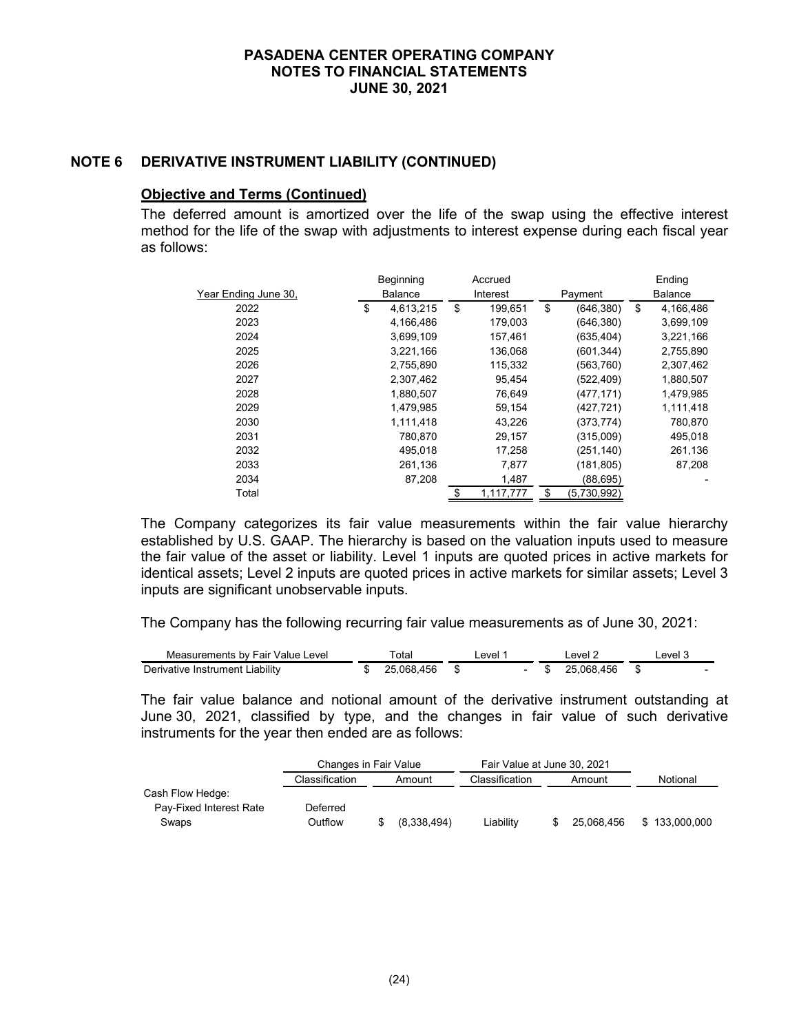## NOTE 6 DERIVATIVE INSTRUMENT LIABILITY (CONTINUED)

### Objective and Terms (Continued)

The deferred amount is amortized over the life of the swap using the effective interest method for the life of the swap with adjustments to interest expense during each fiscal year as follows:

| Year Ending June 30, | Beginning Balance | Accrued Interest | Payment | Ending Balance |
|---|---|---|---|---|
| 2022 | $ 4,613,215 | $ 199,651 | $ (646,380) | $ 4,166,486 |
| 2023 | 4,166,486 | 179,003 | (646,380) | 3,699,109 |
| 2024 | 3,699,109 | 157,461 | (635,404) | 3,221,166 |
| 2025 | 3,221,166 | 136,068 | (601,344) | 2,755,890 |
| 2026 | 2,755,890 | 115,332 | (563,760) | 2,307,462 |
| 2027 | 2,307,462 | 95,454 | (522,409) | 1,880,507 |
| 2028 | 1,880,507 | 76,649 | (477,171) | 1,479,985 |
| 2029 | 1,479,985 | 59,154 | (427,721) | 1,111,418 |
| 2030 | 1,111,418 | 43,226 | (373,774) | 780,870 |
| 2031 | 780,870 | 29,157 | (315,009) | 495,018 |
| 2032 | 495,018 | 17,258 | (251,140) | 261,136 |
| 2033 | 261,136 | 7,877 | (181,805) | 87,208 |
| 2034 | 87,208 | 1,487 | (88,695) | - |
| Total | | $ 1,117,777 | $ (5,730,992) | |

The Company categorizes its fair value measurements within the fair value hierarchy established by U.S. GAAP. The hierarchy is based on the valuation inputs used to measure the fair value of the asset or liability. Level 1 inputs are quoted prices in active markets for identical assets; Level 2 inputs are quoted prices in active markets for similar assets; Level 3 inputs are significant unobservable inputs.

The Company has the following recurring fair value measurements as of June 30, 2021:

| Measurements by Fair Value Level | Total | Level 1 | Level 2 | Level 3 |
|---|---|---|---|---|
| Derivative Instrument Liability | $ 25,068,456 | $ - | $ 25,068,456 | $ - |

The fair value balance and notional amount of the derivative instrument outstanding at June 30, 2021, classified by type, and the changes in fair value of such derivative instruments for the year then ended are as follows:

| | Changes in Fair Value | | Fair Value at June 30, 2021 | | |
|---|---|---|---|---|---|
| | Classification | Amount | Classification | Amount | Notional |
| Cash Flow Hedge: | | | | | |
| Pay-Fixed Interest Rate Swaps | Deferred Outflow | $ (8,338,494) | Liability | $ 25,068,456 | $ 133,000,000 |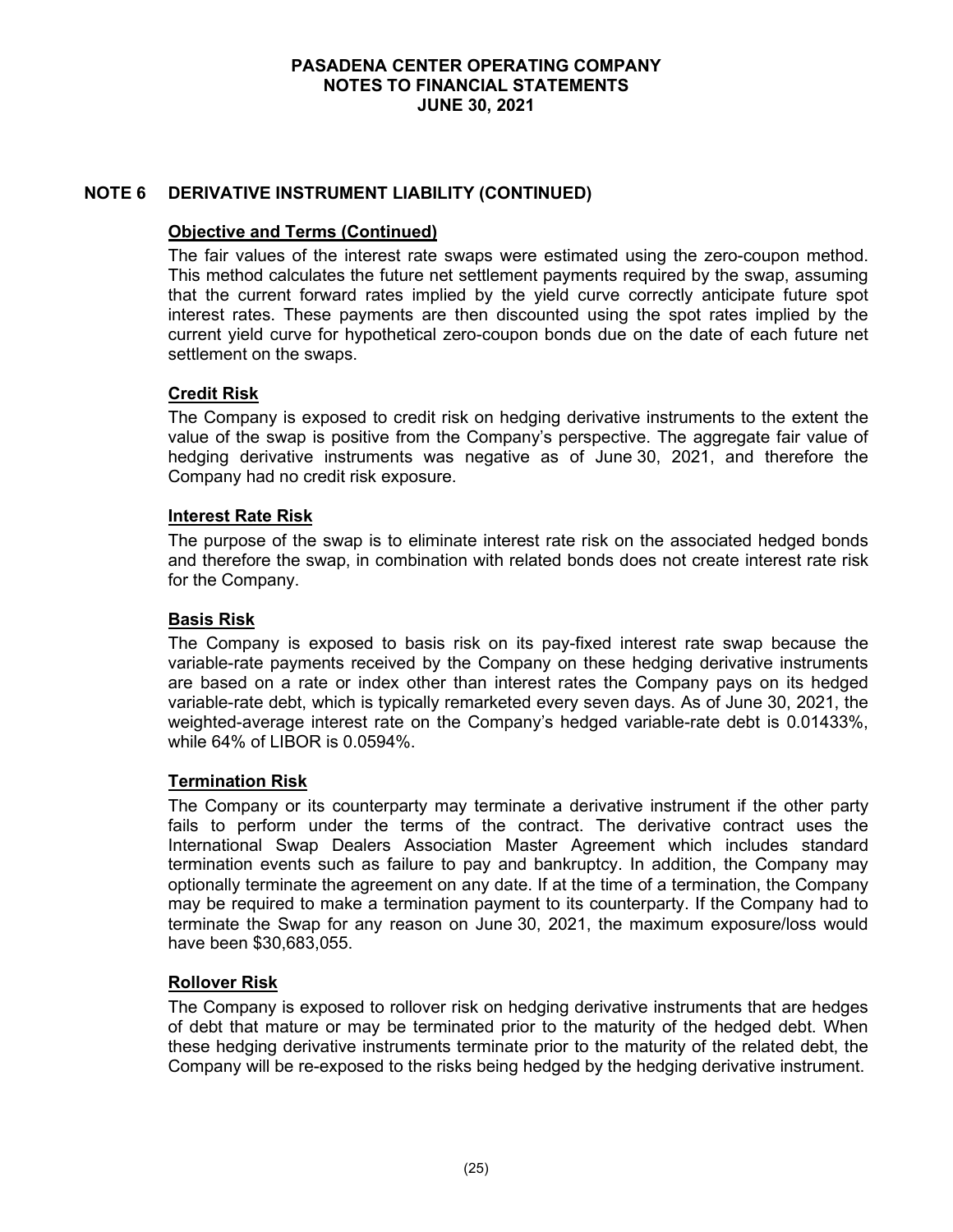## NOTE 6 DERIVATIVE INSTRUMENT LIABILITY (CONTINUED)

### Objective and Terms (Continued)

The fair values of the interest rate swaps were estimated using the zero-coupon method. This method calculates the future net settlement payments required by the swap, assuming that the current forward rates implied by the yield curve correctly anticipate future spot interest rates. These payments are then discounted using the spot rates implied by the current yield curve for hypothetical zero-coupon bonds due on the date of each future net settlement on the swaps.

### Credit Risk

The Company is exposed to credit risk on hedging derivative instruments to the extent the value of the swap is positive from the Company's perspective. The aggregate fair value of hedging derivative instruments was negative as of June 30, 2021, and therefore the Company had no credit risk exposure.

### Interest Rate Risk

The purpose of the swap is to eliminate interest rate risk on the associated hedged bonds and therefore the swap, in combination with related bonds does not create interest rate risk for the Company.

### Basis Risk

The Company is exposed to basis risk on its pay-fixed interest rate swap because the variable-rate payments received by the Company on these hedging derivative instruments are based on a rate or index other than interest rates the Company pays on its hedged variable-rate debt, which is typically remarketed every seven days. As of June 30, 2021, the weighted-average interest rate on the Company's hedged variable-rate debt is 0.01433%, while 64% of LIBOR is 0.0594%.

### Termination Risk

The Company or its counterparty may terminate a derivative instrument if the other party fails to perform under the terms of the contract. The derivative contract uses the International Swap Dealers Association Master Agreement which includes standard termination events such as failure to pay and bankruptcy. In addition, the Company may optionally terminate the agreement on any date. If at the time of a termination, the Company may be required to make a termination payment to its counterparty. If the Company had to terminate the Swap for any reason on June 30, 2021, the maximum exposure/loss would have been $30,683,055.

### Rollover Risk

The Company is exposed to rollover risk on hedging derivative instruments that are hedges of debt that mature or may be terminated prior to the maturity of the hedged debt. When these hedging derivative instruments terminate prior to the maturity of the related debt, the Company will be re-exposed to the risks being hedged by the hedging derivative instrument.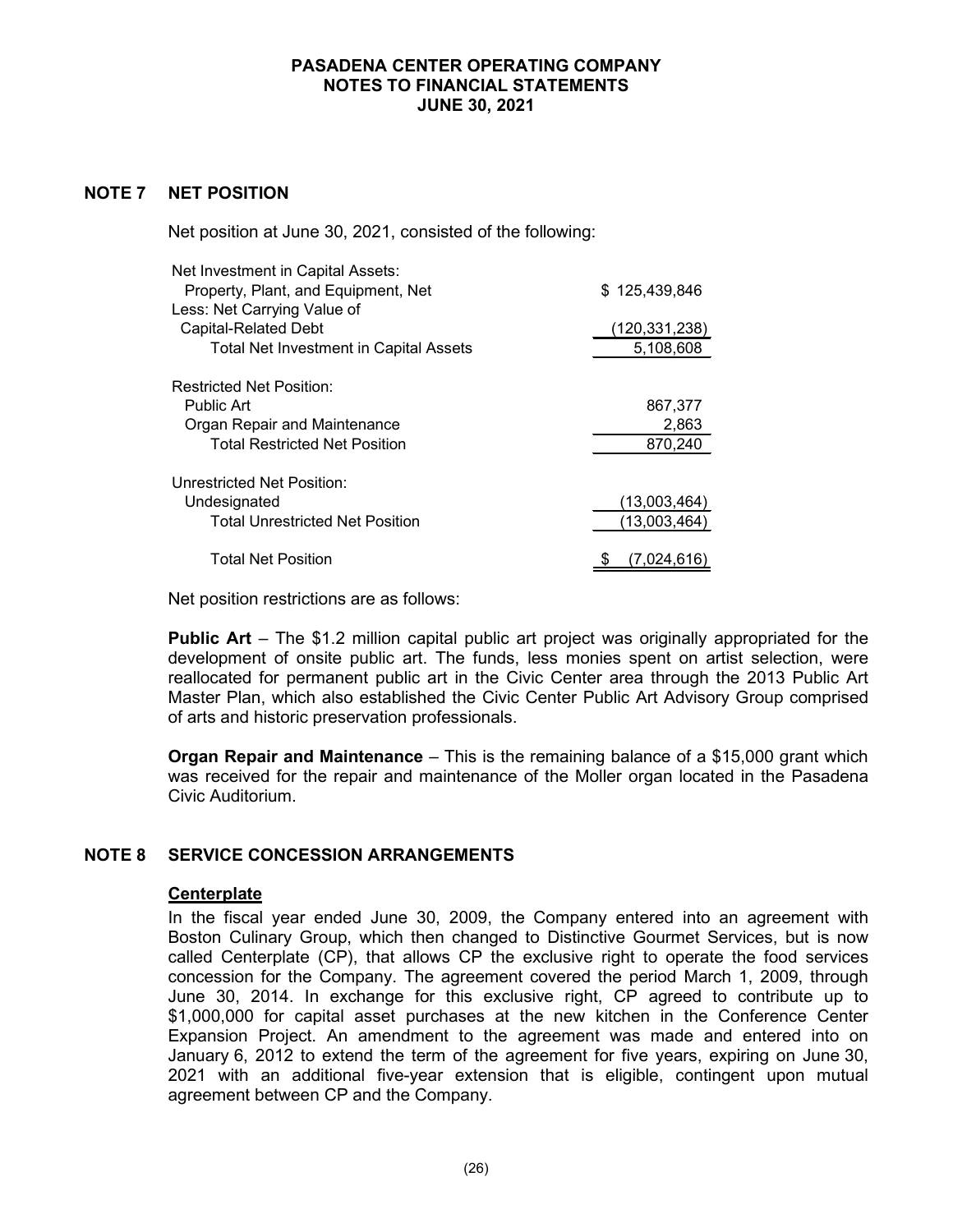## NOTE 7 NET POSITION

Net position at June 30, 2021, consisted of the following:

| | |
|---|---|
| Net Investment in Capital Assets: | |
| Property, Plant, and Equipment, Net | $ 125,439,846 |
| Less: Net Carrying Value of Capital-Related Debt | (120,331,238) |
| Total Net Investment in Capital Assets | 5,108,608 |
| Restricted Net Position: | |
| Public Art | 867,377 |
| Organ Repair and Maintenance | 2,863 |
| Total Restricted Net Position | 870,240 |
| Unrestricted Net Position: | |
| Undesignated | (13,003,464) |
| Total Unrestricted Net Position | (13,003,464) |
| Total Net Position | $ (7,024,616) |

Net position restrictions are as follows:

**Public Art** – The $1.2 million capital public art project was originally appropriated for the development of onsite public art. The funds, less monies spent on artist selection, were reallocated for permanent public art in the Civic Center area through the 2013 Public Art Master Plan, which also established the Civic Center Public Art Advisory Group comprised of arts and historic preservation professionals.

**Organ Repair and Maintenance** – This is the remaining balance of a $15,000 grant which was received for the repair and maintenance of the Moller organ located in the Pasadena Civic Auditorium.

## NOTE 8 SERVICE CONCESSION ARRANGEMENTS

### Centerplate

In the fiscal year ended June 30, 2009, the Company entered into an agreement with Boston Culinary Group, which then changed to Distinctive Gourmet Services, but is now called Centerplate (CP), that allows CP the exclusive right to operate the food services concession for the Company. The agreement covered the period March 1, 2009, through June 30, 2014. In exchange for this exclusive right, CP agreed to contribute up to $1,000,000 for capital asset purchases at the new kitchen in the Conference Center Expansion Project. An amendment to the agreement was made and entered into on January 6, 2012 to extend the term of the agreement for five years, expiring on June 30, 2021 with an additional five-year extension that is eligible, contingent upon mutual agreement between CP and the Company.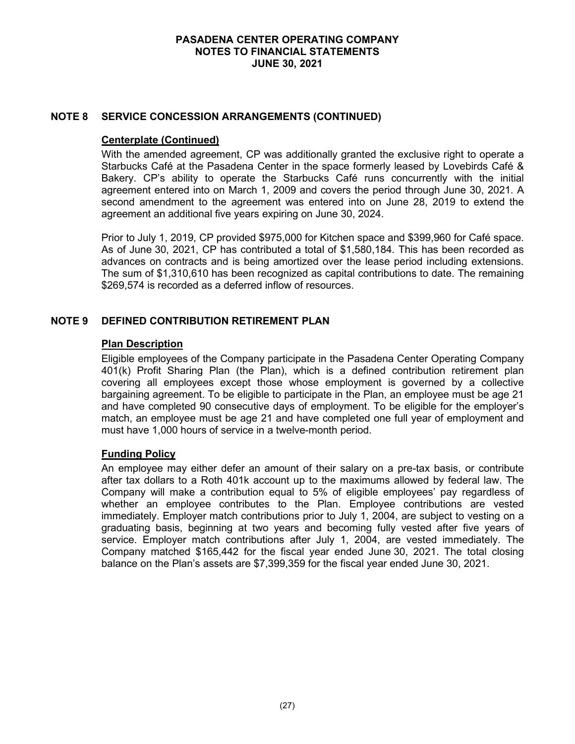## NOTE 8 SERVICE CONCESSION ARRANGEMENTS (CONTINUED)

### Centerplate (Continued)

With the amended agreement, CP was additionally granted the exclusive right to operate a Starbucks Café at the Pasadena Center in the space formerly leased by Lovebirds Café & Bakery. CP's ability to operate the Starbucks Café runs concurrently with the initial agreement entered into on March 1, 2009 and covers the period through June 30, 2021. A second amendment to the agreement was entered into on June 28, 2019 to extend the agreement an additional five years expiring on June 30, 2024.

Prior to July 1, 2019, CP provided $975,000 for Kitchen space and $399,960 for Café space. As of June 30, 2021, CP has contributed a total of $1,580,184. This has been recorded as advances on contracts and is being amortized over the lease period including extensions. The sum of $1,310,610 has been recognized as capital contributions to date. The remaining $269,574 is recorded as a deferred inflow of resources.

## NOTE 9 DEFINED CONTRIBUTION RETIREMENT PLAN

### Plan Description

Eligible employees of the Company participate in the Pasadena Center Operating Company 401(k) Profit Sharing Plan (the Plan), which is a defined contribution retirement plan covering all employees except those whose employment is governed by a collective bargaining agreement. To be eligible to participate in the Plan, an employee must be age 21 and have completed 90 consecutive days of employment. To be eligible for the employer's match, an employee must be age 21 and have completed one full year of employment and must have 1,000 hours of service in a twelve-month period.

### Funding Policy

An employee may either defer an amount of their salary on a pre-tax basis, or contribute after tax dollars to a Roth 401k account up to the maximums allowed by federal law. The Company will make a contribution equal to 5% of eligible employees' pay regardless of whether an employee contributes to the Plan. Employee contributions are vested immediately. Employer match contributions prior to July 1, 2004, are subject to vesting on a graduating basis, beginning at two years and becoming fully vested after five years of service. Employer match contributions after July 1, 2004, are vested immediately. The Company matched $165,442 for the fiscal year ended June 30, 2021. The total closing balance on the Plan's assets are $7,399,359 for the fiscal year ended June 30, 2021.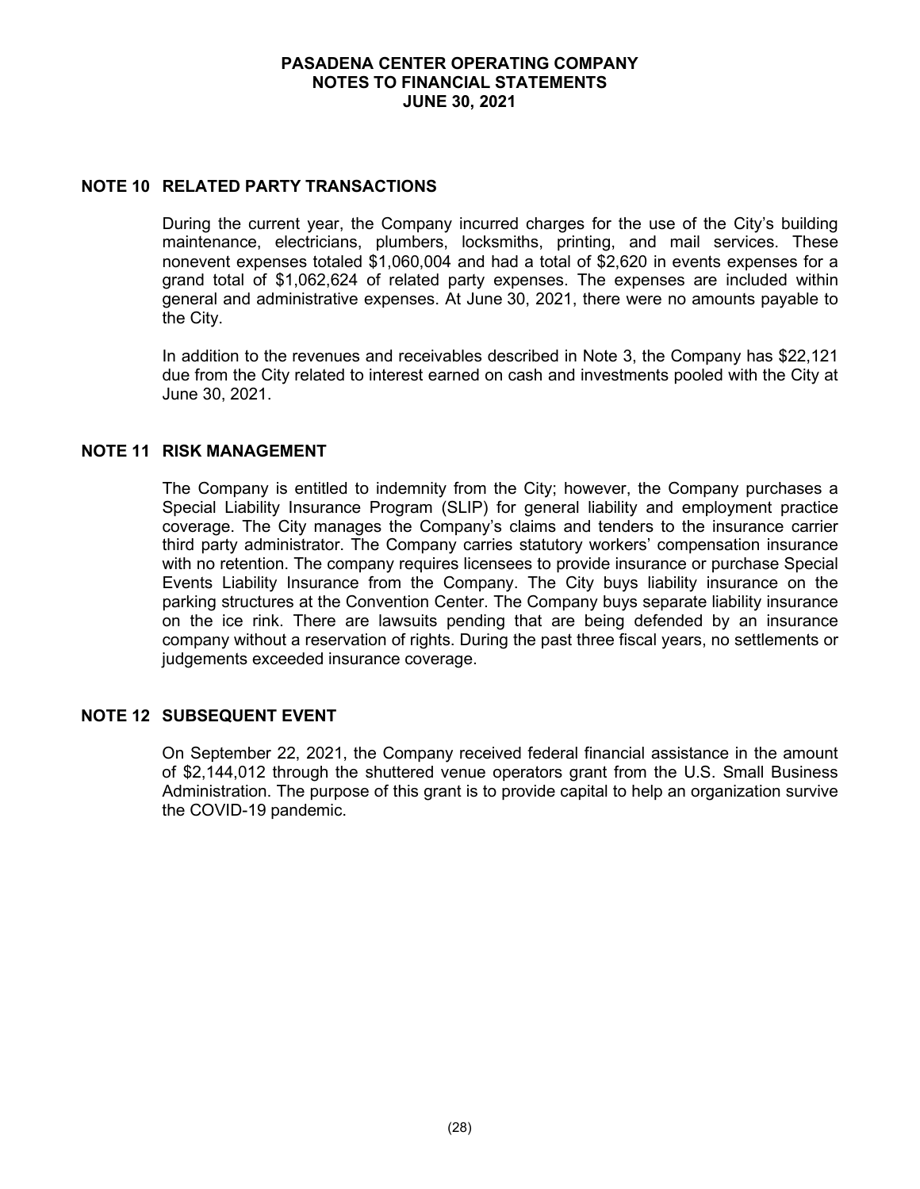## NOTE 10 RELATED PARTY TRANSACTIONS

During the current year, the Company incurred charges for the use of the City's building maintenance, electricians, plumbers, locksmiths, printing, and mail services. These nonevent expenses totaled $1,060,004 and had a total of $2,620 in events expenses for a grand total of $1,062,624 of related party expenses. The expenses are included within general and administrative expenses. At June 30, 2021, there were no amounts payable to the City.

In addition to the revenues and receivables described in Note 3, the Company has $22,121 due from the City related to interest earned on cash and investments pooled with the City at June 30, 2021.

## NOTE 11 RISK MANAGEMENT

The Company is entitled to indemnity from the City; however, the Company purchases a Special Liability Insurance Program (SLIP) for general liability and employment practice coverage. The City manages the Company's claims and tenders to the insurance carrier third party administrator. The Company carries statutory workers' compensation insurance with no retention. The company requires licensees to provide insurance or purchase Special Events Liability Insurance from the Company. The City buys liability insurance on the parking structures at the Convention Center. The Company buys separate liability insurance on the ice rink. There are lawsuits pending that are being defended by an insurance company without a reservation of rights. During the past three fiscal years, no settlements or judgements exceeded insurance coverage.

## NOTE 12 SUBSEQUENT EVENT

On September 22, 2021, the Company received federal financial assistance in the amount of $2,144,012 through the shuttered venue operators grant from the U.S. Small Business Administration. The purpose of this grant is to provide capital to help an organization survive the COVID-19 pandemic.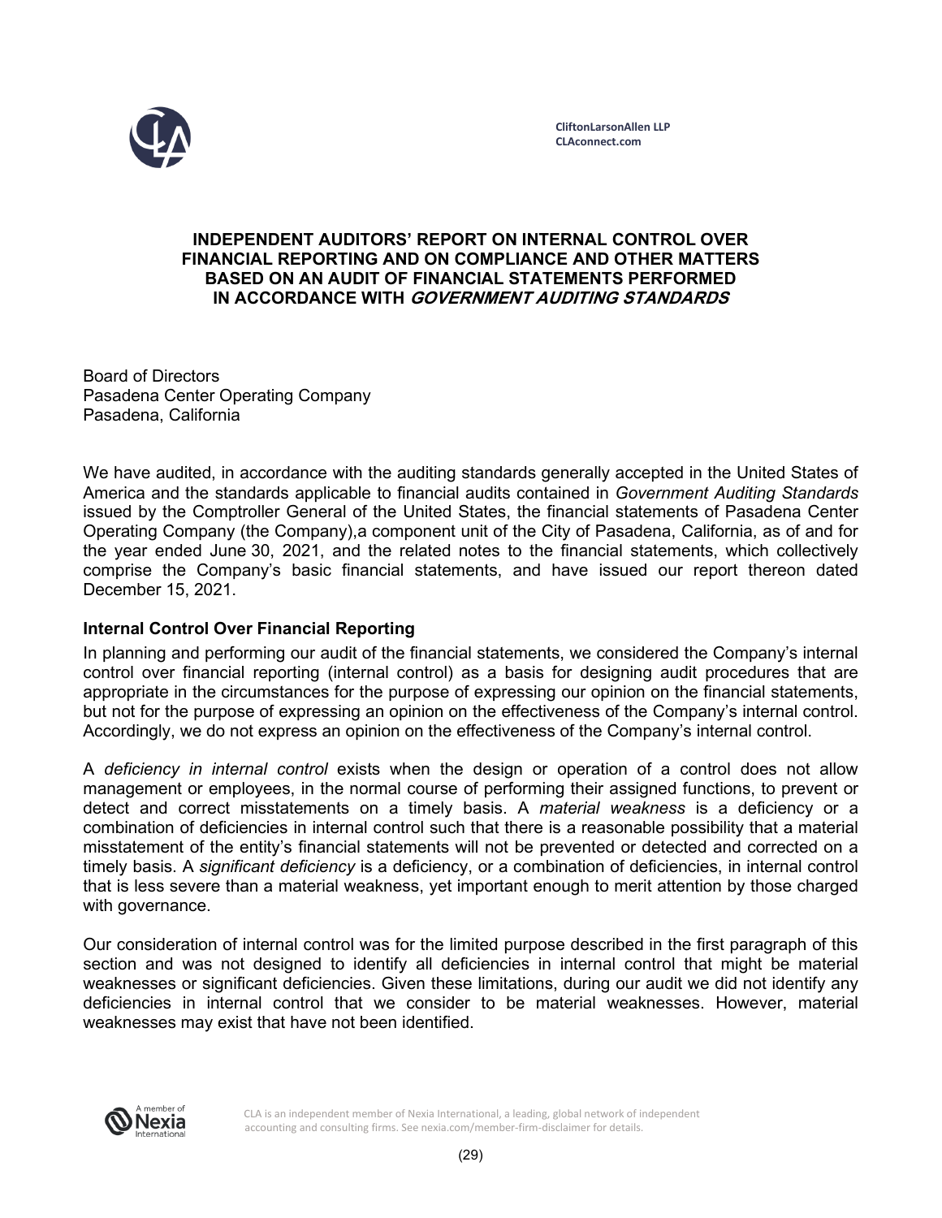CliftonLarsonAllen LLP
CLAconnect.com

# INDEPENDENT AUDITORS' REPORT ON INTERNAL CONTROL OVER FINANCIAL REPORTING AND ON COMPLIANCE AND OTHER MATTERS BASED ON AN AUDIT OF FINANCIAL STATEMENTS PERFORMED IN ACCORDANCE WITH *GOVERNMENT AUDITING STANDARDS*

Board of Directors
Pasadena Center Operating Company
Pasadena, California

We have audited, in accordance with the auditing standards generally accepted in the United States of America and the standards applicable to financial audits contained in *Government Auditing Standards* issued by the Comptroller General of the United States, the financial statements of Pasadena Center Operating Company (the Company),a component unit of the City of Pasadena, California, as of and for the year ended June 30, 2021, and the related notes to the financial statements, which collectively comprise the Company's basic financial statements, and have issued our report thereon dated December 15, 2021.

## Internal Control Over Financial Reporting

In planning and performing our audit of the financial statements, we considered the Company's internal control over financial reporting (internal control) as a basis for designing audit procedures that are appropriate in the circumstances for the purpose of expressing our opinion on the financial statements, but not for the purpose of expressing an opinion on the effectiveness of the Company's internal control. Accordingly, we do not express an opinion on the effectiveness of the Company's internal control.

A *deficiency in internal control* exists when the design or operation of a control does not allow management or employees, in the normal course of performing their assigned functions, to prevent or detect and correct misstatements on a timely basis. A *material weakness* is a deficiency or a combination of deficiencies in internal control such that there is a reasonable possibility that a material misstatement of the entity's financial statements will not be prevented or detected and corrected on a timely basis. A *significant deficiency* is a deficiency, or a combination of deficiencies, in internal control that is less severe than a material weakness, yet important enough to merit attention by those charged with governance.

Our consideration of internal control was for the limited purpose described in the first paragraph of this section and was not designed to identify all deficiencies in internal control that might be material weaknesses or significant deficiencies. Given these limitations, during our audit we did not identify any deficiencies in internal control that we consider to be material weaknesses. However, material weaknesses may exist that have not been identified.

CLA is an independent member of Nexia International, a leading, global network of independent accounting and consulting firms. See nexia.com/member-firm-disclaimer for details.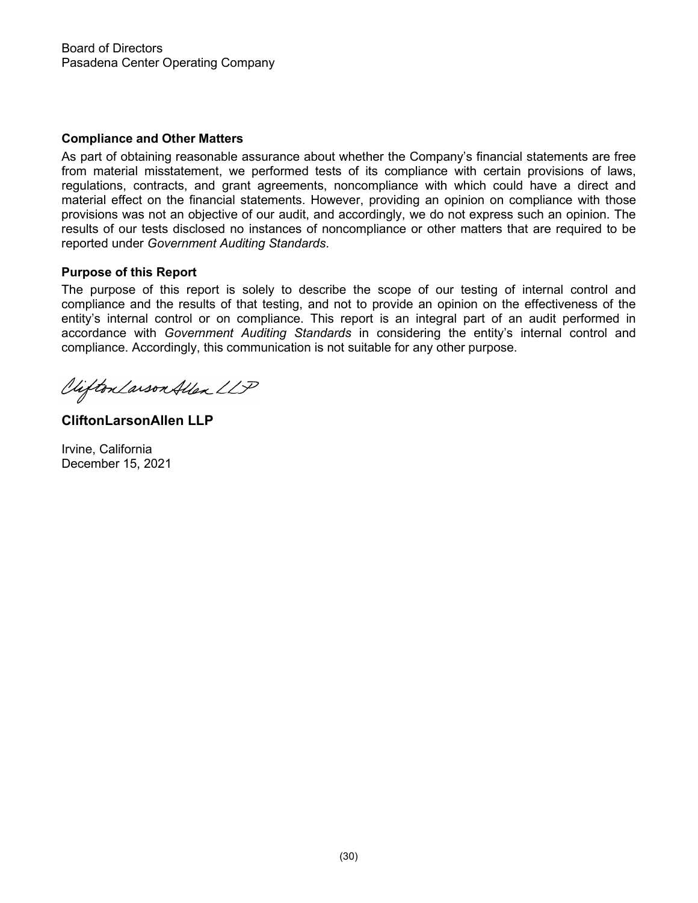Board of Directors
Pasadena Center Operating Company

**Compliance and Other Matters**

As part of obtaining reasonable assurance about whether the Company's financial statements are free from material misstatement, we performed tests of its compliance with certain provisions of laws, regulations, contracts, and grant agreements, noncompliance with which could have a direct and material effect on the financial statements. However, providing an opinion on compliance with those provisions was not an objective of our audit, and accordingly, we do not express such an opinion. The results of our tests disclosed no instances of noncompliance or other matters that are required to be reported under *Government Auditing Standards*.

**Purpose of this Report**

The purpose of this report is solely to describe the scope of our testing of internal control and compliance and the results of that testing, and not to provide an opinion on the effectiveness of the entity's internal control or on compliance. This report is an integral part of an audit performed in accordance with *Government Auditing Standards* in considering the entity's internal control and compliance. Accordingly, this communication is not suitable for any other purpose.

CliftonLarsonAllen LLP

**CliftonLarsonAllen LLP**

Irvine, California
December 15, 2021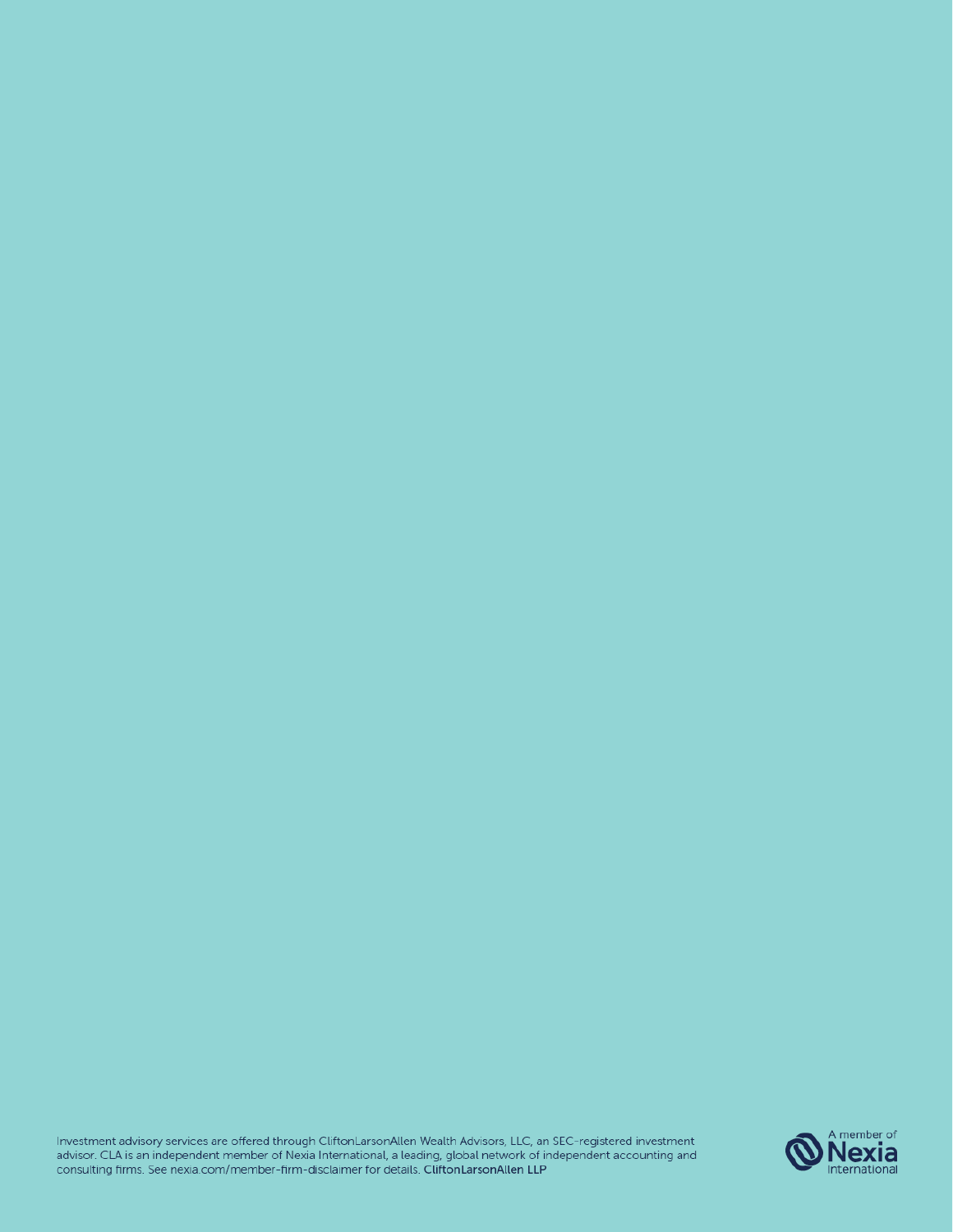Investment advisory services are offered through CliftonLarsonAllen Wealth Advisors, LLC, an SEC-registered investment advisor. CLA is an independent member of Nexia International, a leading, global network of independent accounting and consulting firms. See nexia.com/member-firm-disclaimer for details. **CliftonLarsonAllen LLP**

A member of Nexia International